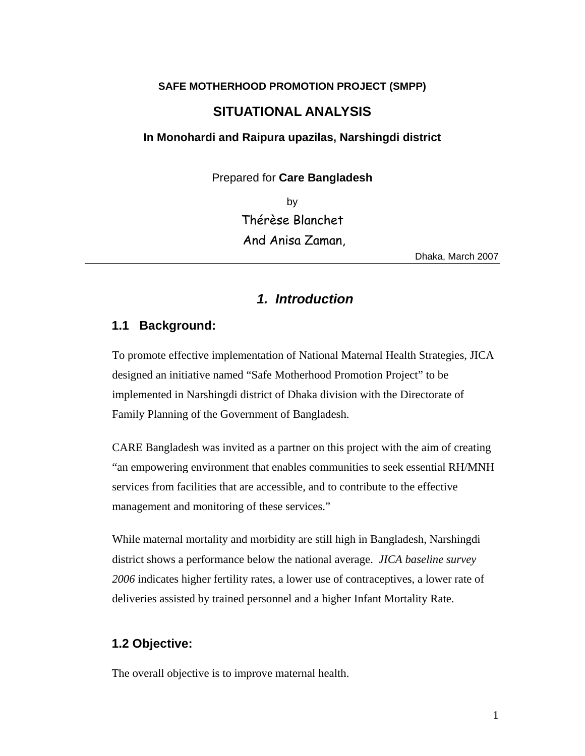**SAFE MOTHERHOOD PROMOTION PROJECT (SMPP)**

# SITUATIONAL ANALYSIS

**In Monohardi and Raipura upazilas, Narshingdi district**

Prepared for **Care Bangladesh**

by

Thérèse Blanchet

And Anisa Zaman,

Dhaka, March 2007

---

## *1. Introduction*

### 1.1 Background:

To promote effective implementation of National Maternal Health Strategies, JICA designed an initiative named "Safe Motherhood Promotion Project" to be implemented in Narshingdi district of Dhaka division with the Directorate of Family Planning of the Government of Bangladesh.

CARE Bangladesh was invited as a partner on this project with the aim of creating "an empowering environment that enables communities to seek essential RH/MNH services from facilities that are accessible, and to contribute to the effective management and monitoring of these services."

While maternal mortality and morbidity are still high in Bangladesh, Narshingdi district shows a performance below the national average. *JICA baseline survey 2006* indicates higher fertility rates, a lower use of contraceptives, a lower rate of deliveries assisted by trained personnel and a higher Infant Mortality Rate.

### 1.2 Objective:

The overall objective is to improve maternal health.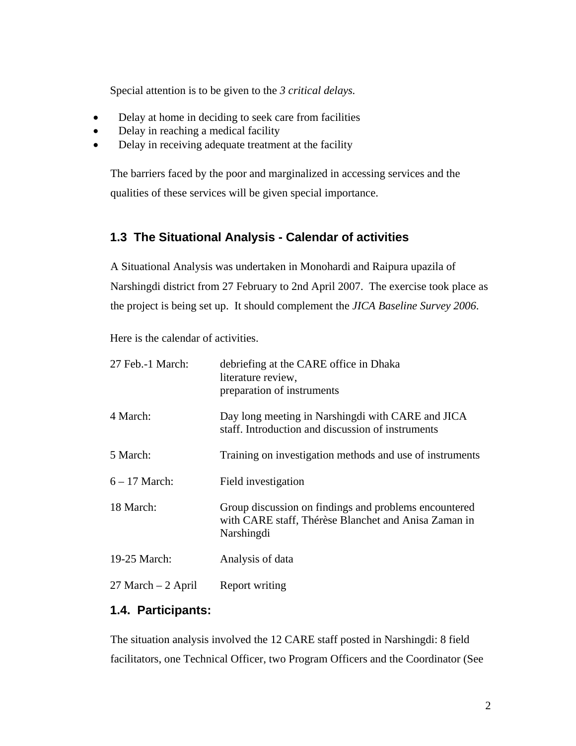Special attention is to be given to the *3 critical delays.*

- Delay at home in deciding to seek care from facilities
- Delay in reaching a medical facility
- Delay in receiving adequate treatment at the facility

The barriers faced by the poor and marginalized in accessing services and the qualities of these services will be given special importance.

## 1.3 The Situational Analysis - Calendar of activities

A Situational Analysis was undertaken in Monohardi and Raipura upazila of Narshingdi district from 27 February to 2nd April 2007. The exercise took place as the project is being set up. It should complement the *JICA Baseline Survey 2006*.

Here is the calendar of activities.

| | |
|---|---|
| 27 Feb.-1 March: | debriefing at the CARE office in Dhaka<br>literature review,<br>preparation of instruments |
| 4 March: | Day long meeting in Narshingdi with CARE and JICA staff. Introduction and discussion of instruments |
| 5 March: | Training on investigation methods and use of instruments |
| 6 – 17 March: | Field investigation |
| 18 March: | Group discussion on findings and problems encountered with CARE staff, Thérèse Blanchet and Anisa Zaman in Narshingdi |
| 19-25 March: | Analysis of data |
| 27 March – 2 April | Report writing |

## 1.4. Participants:

The situation analysis involved the 12 CARE staff posted in Narshingdi: 8 field facilitators, one Technical Officer, two Program Officers and the Coordinator (See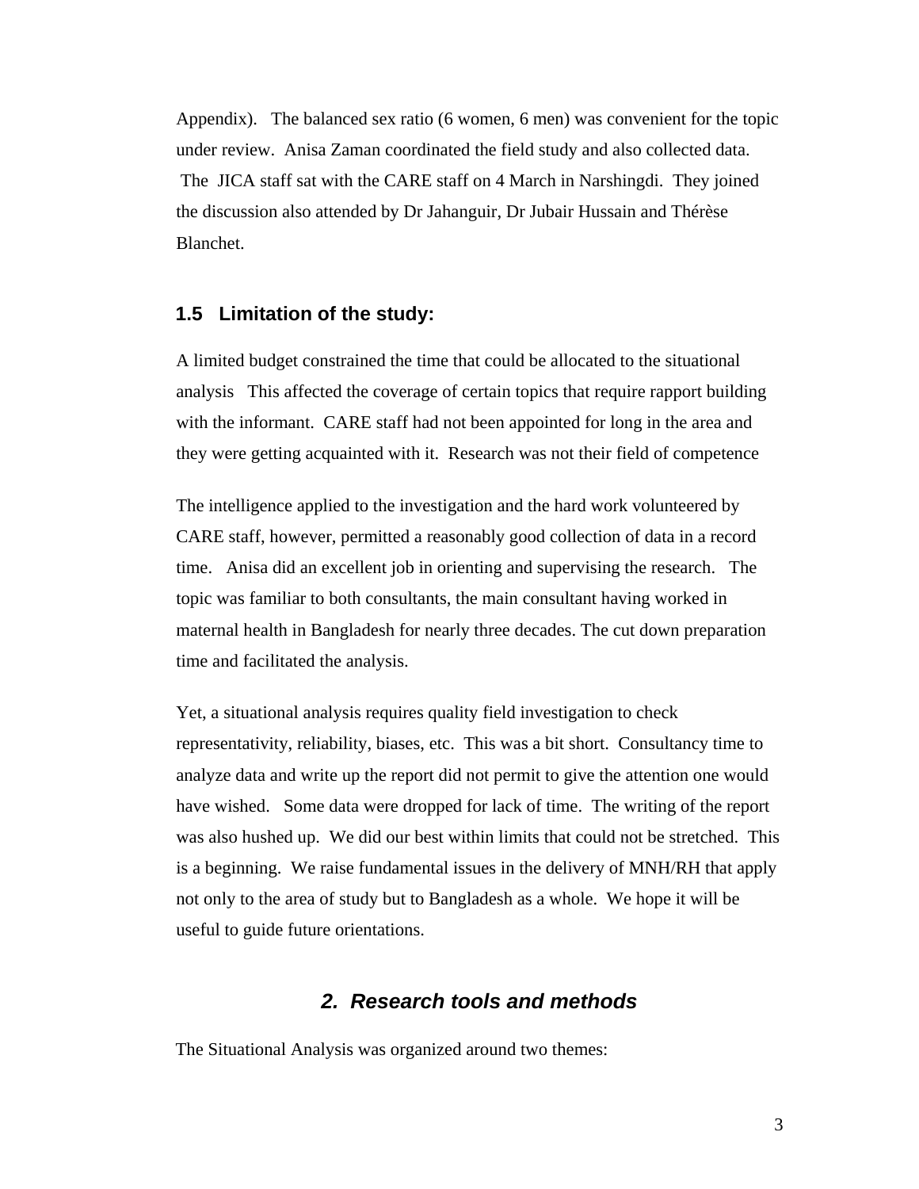Appendix). The balanced sex ratio (6 women, 6 men) was convenient for the topic under review. Anisa Zaman coordinated the field study and also collected data. The JICA staff sat with the CARE staff on 4 March in Narshingdi. They joined the discussion also attended by Dr Jahanguir, Dr Jubair Hussain and Thérèse Blanchet.

### 1.5 Limitation of the study:

A limited budget constrained the time that could be allocated to the situational analysis This affected the coverage of certain topics that require rapport building with the informant. CARE staff had not been appointed for long in the area and they were getting acquainted with it. Research was not their field of competence

The intelligence applied to the investigation and the hard work volunteered by CARE staff, however, permitted a reasonably good collection of data in a record time. Anisa did an excellent job in orienting and supervising the research. The topic was familiar to both consultants, the main consultant having worked in maternal health in Bangladesh for nearly three decades. The cut down preparation time and facilitated the analysis.

Yet, a situational analysis requires quality field investigation to check representativity, reliability, biases, etc. This was a bit short. Consultancy time to analyze data and write up the report did not permit to give the attention one would have wished. Some data were dropped for lack of time. The writing of the report was also hushed up. We did our best within limits that could not be stretched. This is a beginning. We raise fundamental issues in the delivery of MNH/RH that apply not only to the area of study but to Bangladesh as a whole. We hope it will be useful to guide future orientations.

## *2. Research tools and methods*

The Situational Analysis was organized around two themes: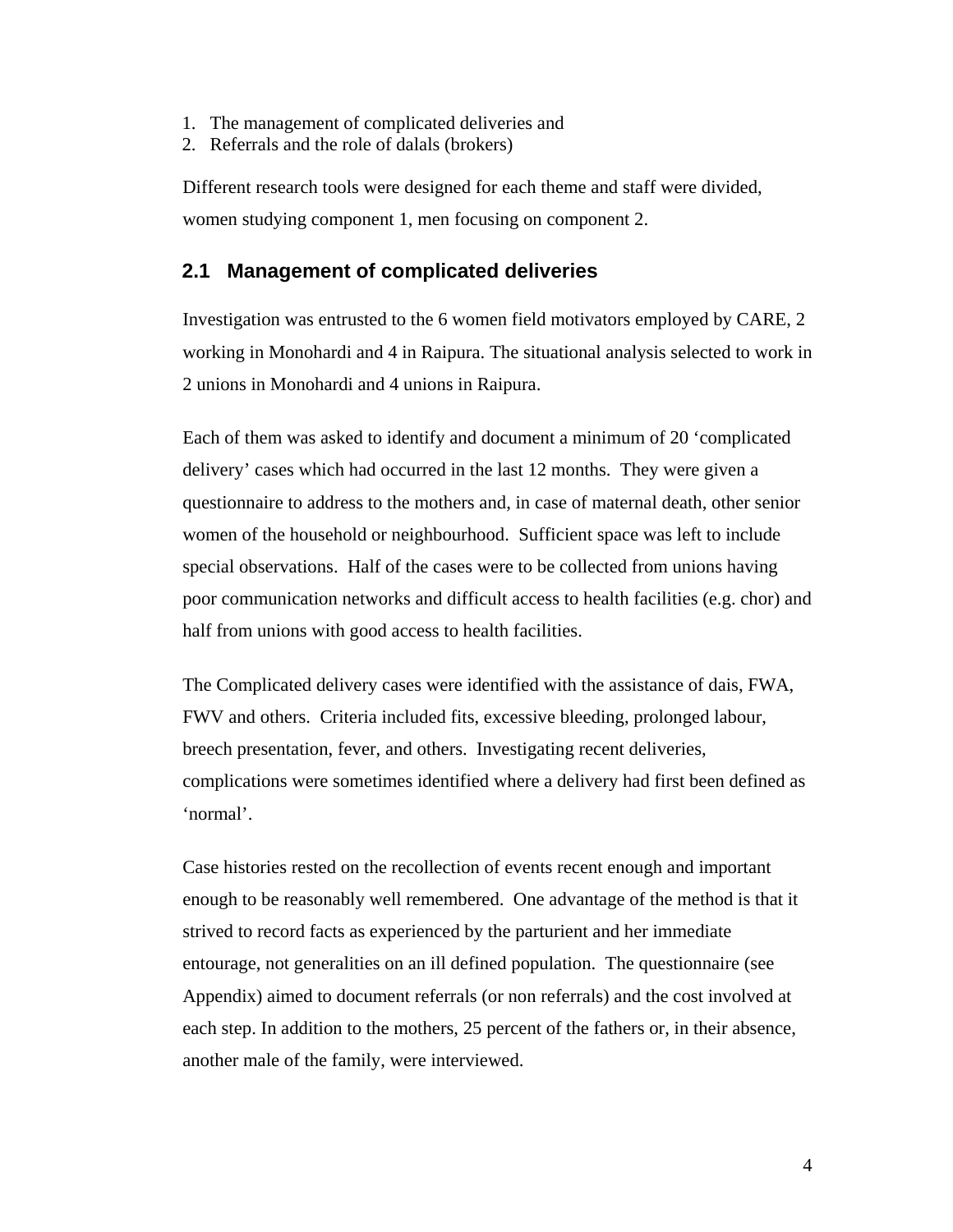1. The management of complicated deliveries and
2. Referrals and the role of dalals (brokers)

Different research tools were designed for each theme and staff were divided, women studying component 1, men focusing on component 2.

## 2.1 Management of complicated deliveries

Investigation was entrusted to the 6 women field motivators employed by CARE, 2 working in Monohardi and 4 in Raipura. The situational analysis selected to work in 2 unions in Monohardi and 4 unions in Raipura.

Each of them was asked to identify and document a minimum of 20 'complicated delivery' cases which had occurred in the last 12 months. They were given a questionnaire to address to the mothers and, in case of maternal death, other senior women of the household or neighbourhood. Sufficient space was left to include special observations. Half of the cases were to be collected from unions having poor communication networks and difficult access to health facilities (e.g. chor) and half from unions with good access to health facilities.

The Complicated delivery cases were identified with the assistance of dais, FWA, FWV and others. Criteria included fits, excessive bleeding, prolonged labour, breech presentation, fever, and others. Investigating recent deliveries, complications were sometimes identified where a delivery had first been defined as 'normal'.

Case histories rested on the recollection of events recent enough and important enough to be reasonably well remembered. One advantage of the method is that it strived to record facts as experienced by the parturient and her immediate entourage, not generalities on an ill defined population. The questionnaire (see Appendix) aimed to document referrals (or non referrals) and the cost involved at each step. In addition to the mothers, 25 percent of the fathers or, in their absence, another male of the family, were interviewed.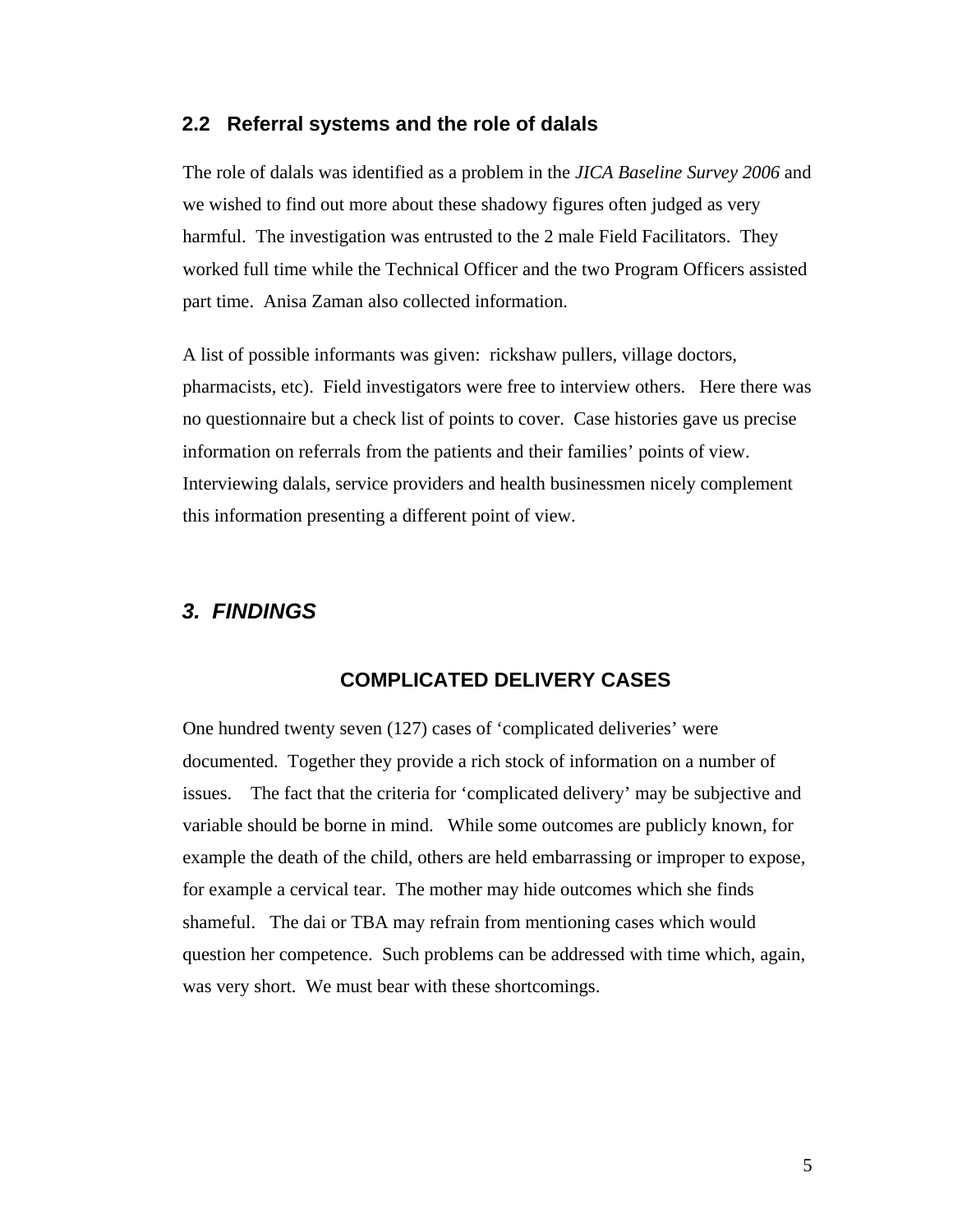## 2.2 Referral systems and the role of dalals

The role of dalals was identified as a problem in the *JICA Baseline Survey 2006* and we wished to find out more about these shadowy figures often judged as very harmful. The investigation was entrusted to the 2 male Field Facilitators. They worked full time while the Technical Officer and the two Program Officers assisted part time. Anisa Zaman also collected information.

A list of possible informants was given: rickshaw pullers, village doctors, pharmacists, etc). Field investigators were free to interview others. Here there was no questionnaire but a check list of points to cover. Case histories gave us precise information on referrals from the patients and their families' points of view. Interviewing dalals, service providers and health businessmen nicely complement this information presenting a different point of view.

# *3. FINDINGS*

### COMPLICATED DELIVERY CASES

One hundred twenty seven (127) cases of 'complicated deliveries' were documented. Together they provide a rich stock of information on a number of issues. The fact that the criteria for 'complicated delivery' may be subjective and variable should be borne in mind. While some outcomes are publicly known, for example the death of the child, others are held embarrassing or improper to expose, for example a cervical tear. The mother may hide outcomes which she finds shameful. The dai or TBA may refrain from mentioning cases which would question her competence. Such problems can be addressed with time which, again, was very short. We must bear with these shortcomings.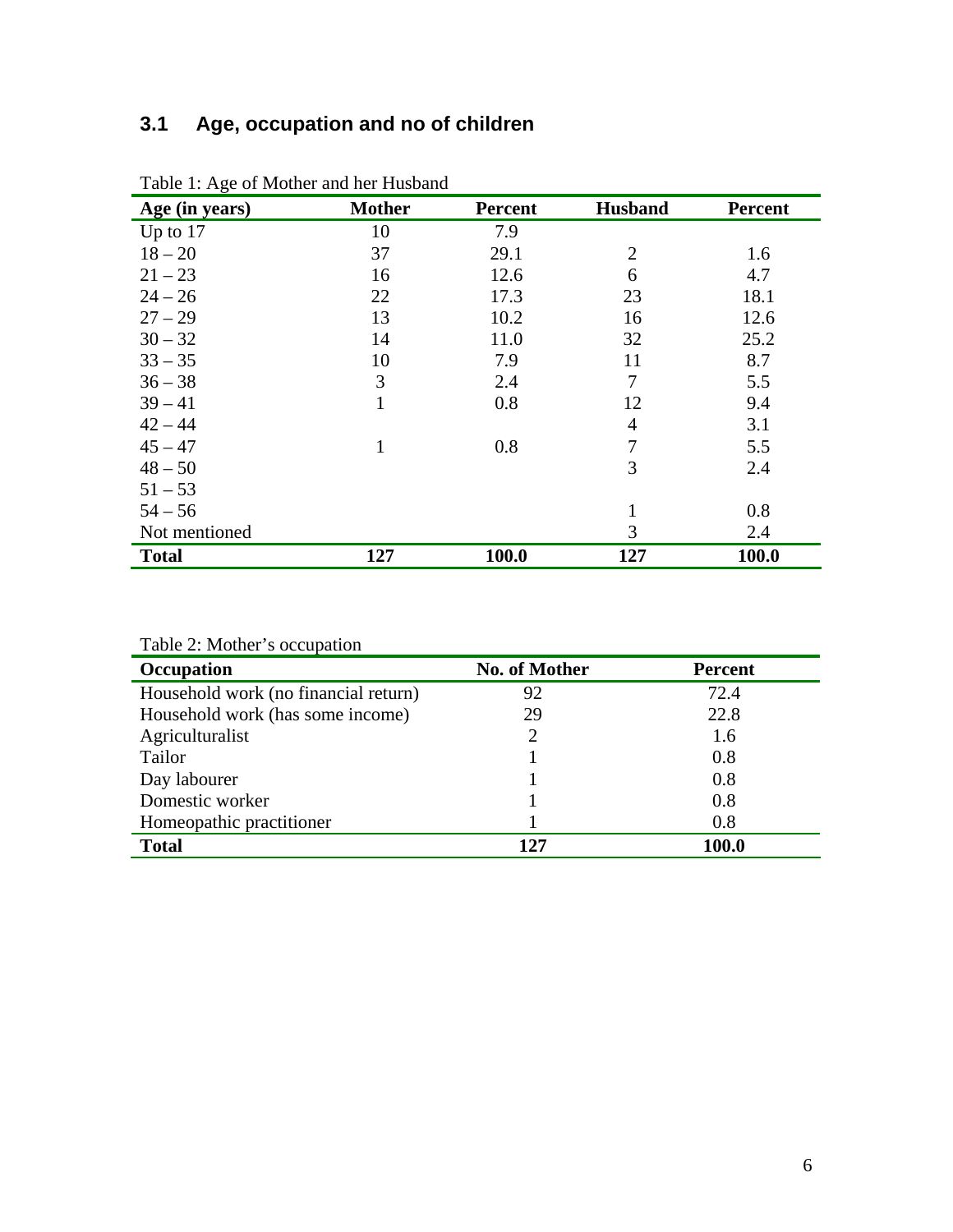## 3.1 Age, occupation and no of children

Table 1: Age of Mother and her Husband

| Age (in years) | Mother | Percent | Husband | Percent |
|---|---|---|---|---|
| Up to 17 | 10 | 7.9 | | |
| 18 – 20 | 37 | 29.1 | 2 | 1.6 |
| 21 – 23 | 16 | 12.6 | 6 | 4.7 |
| 24 – 26 | 22 | 17.3 | 23 | 18.1 |
| 27 – 29 | 13 | 10.2 | 16 | 12.6 |
| 30 – 32 | 14 | 11.0 | 32 | 25.2 |
| 33 – 35 | 10 | 7.9 | 11 | 8.7 |
| 36 – 38 | 3 | 2.4 | 7 | 5.5 |
| 39 – 41 | 1 | 0.8 | 12 | 9.4 |
| 42 – 44 | | | 4 | 3.1 |
| 45 – 47 | 1 | 0.8 | 7 | 5.5 |
| 48 – 50 | | | 3 | 2.4 |
| 51 – 53 | | | | |
| 54 – 56 | | | 1 | 0.8 |
| Not mentioned | | | 3 | 2.4 |
| **Total** | **127** | **100.0** | **127** | **100.0** |

Table 2: Mother's occupation

| Occupation | No. of Mother | Percent |
|---|---|---|
| Household work (no financial return) | 92 | 72.4 |
| Household work (has some income) | 29 | 22.8 |
| Agriculturalist | 2 | 1.6 |
| Tailor | 1 | 0.8 |
| Day labourer | 1 | 0.8 |
| Domestic worker | 1 | 0.8 |
| Homeopathic practitioner | 1 | 0.8 |
| **Total** | **127** | **100.0** |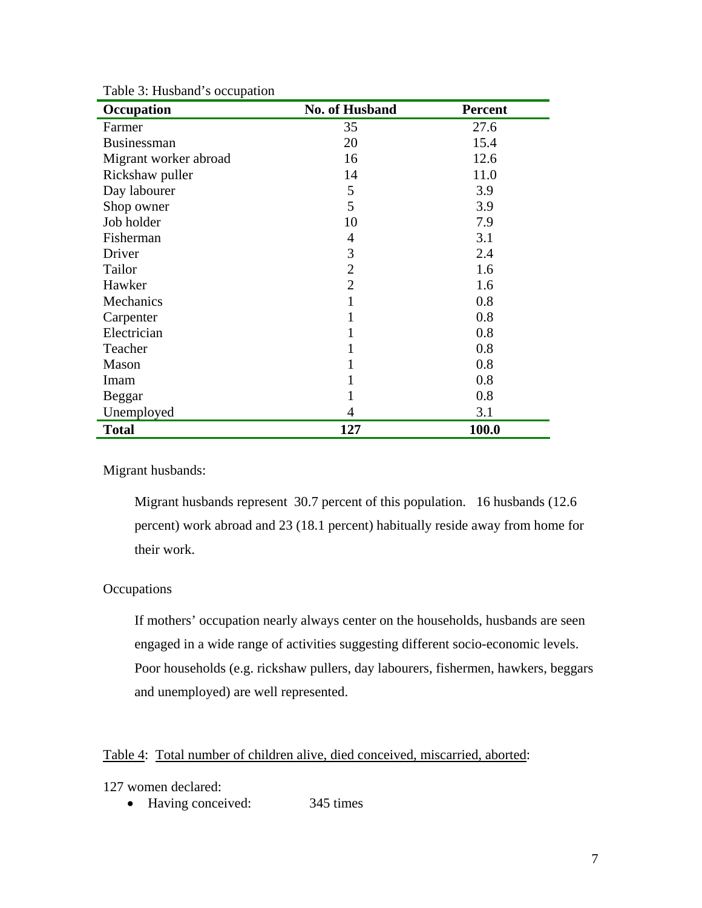Table 3: Husband's occupation

| Occupation | No. of Husband | Percent |
|---|---|---|
| Farmer | 35 | 27.6 |
| Businessman | 20 | 15.4 |
| Migrant worker abroad | 16 | 12.6 |
| Rickshaw puller | 14 | 11.0 |
| Day labourer | 5 | 3.9 |
| Shop owner | 5 | 3.9 |
| Job holder | 10 | 7.9 |
| Fisherman | 4 | 3.1 |
| Driver | 3 | 2.4 |
| Tailor | 2 | 1.6 |
| Hawker | 2 | 1.6 |
| Mechanics | 1 | 0.8 |
| Carpenter | 1 | 0.8 |
| Electrician | 1 | 0.8 |
| Teacher | 1 | 0.8 |
| Mason | 1 | 0.8 |
| Imam | 1 | 0.8 |
| Beggar | 1 | 0.8 |
| Unemployed | 4 | 3.1 |
| **Total** | **127** | **100.0** |

Migrant husbands:

Migrant husbands represent 30.7 percent of this population. 16 husbands (12.6 percent) work abroad and 23 (18.1 percent) habitually reside away from home for their work.

Occupations

If mothers' occupation nearly always center on the households, husbands are seen engaged in a wide range of activities suggesting different socio-economic levels. Poor households (e.g. rickshaw pullers, day labourers, fishermen, hawkers, beggars and unemployed) are well represented.

Table 4: Total number of children alive, died conceived, miscarried, aborted:

127 women declared:

- Having conceived: 345 times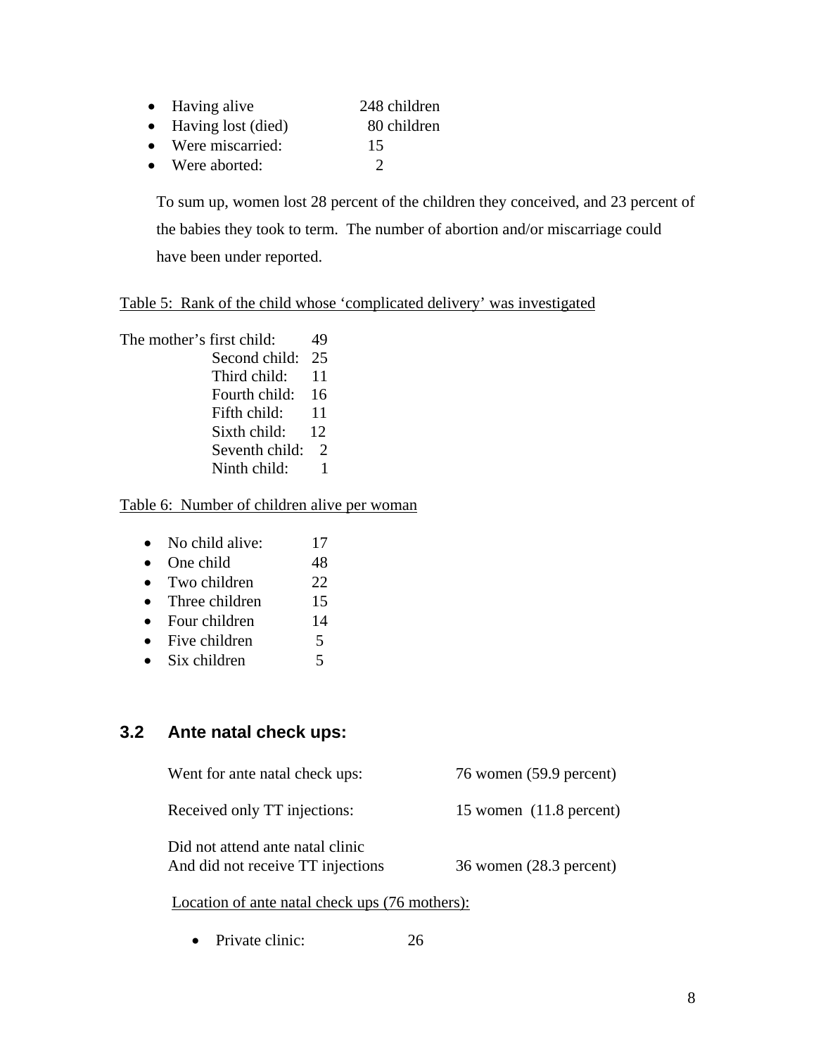- Having alive 248 children
- Having lost (died) 80 children
- Were miscarried: 15
- Were aborted: 2

To sum up, women lost 28 percent of the children they conceived, and 23 percent of the babies they took to term. The number of abortion and/or miscarriage could have been under reported.

Table 5: Rank of the child whose 'complicated delivery' was investigated

| | |
|---|---|
| The mother's first child: | 49 |
| Second child: | 25 |
| Third child: | 11 |
| Fourth child: | 16 |
| Fifth child: | 11 |
| Sixth child: | 12 |
| Seventh child: | 2 |
| Ninth child: | 1 |

Table 6: Number of children alive per woman

- No child alive: 17
- One child 48
- Two children 22
- Three children 15
- Four children 14
- Five children 5
- Six children 5

## 3.2 Ante natal check ups:

| | |
|---|---|
| Went for ante natal check ups: | 76 women (59.9 percent) |
| Received only TT injections: | 15 women (11.8 percent) |
| Did not attend ante natal clinic And did not receive TT injections | 36 women (28.3 percent) |

Location of ante natal check ups (76 mothers):

- Private clinic: 26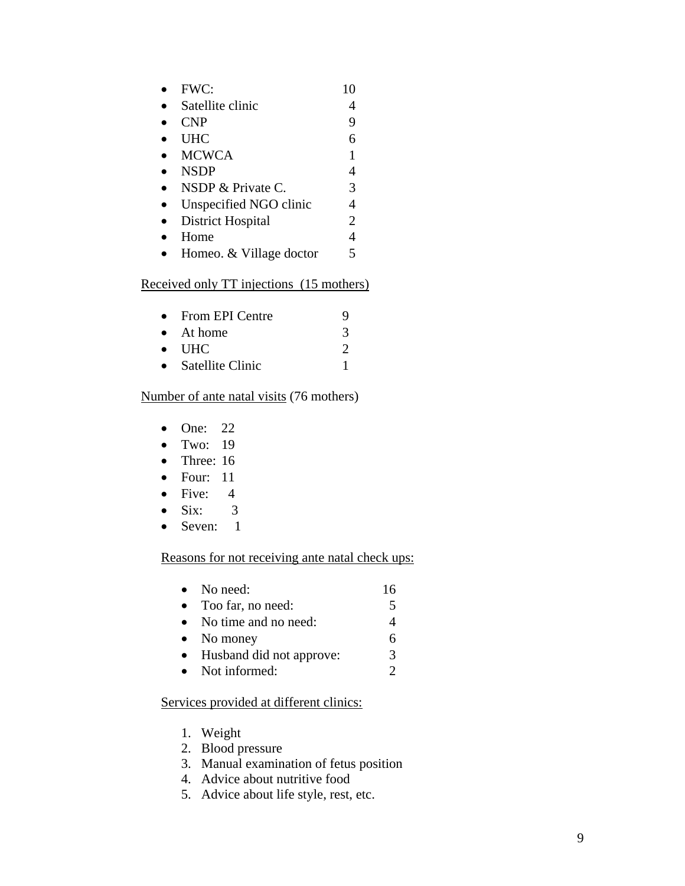- FWC: 10
- Satellite clinic 4
- CNP 9
- UHC 6
- MCWCA 1
- NSDP 4
- NSDP & Private C. 3
- Unspecified NGO clinic 4
- District Hospital 2
- Home 4
- Homeo. & Village doctor 5

Received only TT injections (15 mothers)

- From EPI Centre 9
- At home 3
- UHC 2
- Satellite Clinic 1

Number of ante natal visits (76 mothers)

- One: 22
- Two: 19
- Three: 16
- Four: 11
- Five: 4
- Six: 3
- Seven: 1

Reasons for not receiving ante natal check ups:

- No need: 16
- Too far, no need: 5
- No time and no need: 4
- No money 6
- Husband did not approve: 3
- Not informed: 2

Services provided at different clinics:

1. Weight
2. Blood pressure
3. Manual examination of fetus position
4. Advice about nutritive food
5. Advice about life style, rest, etc.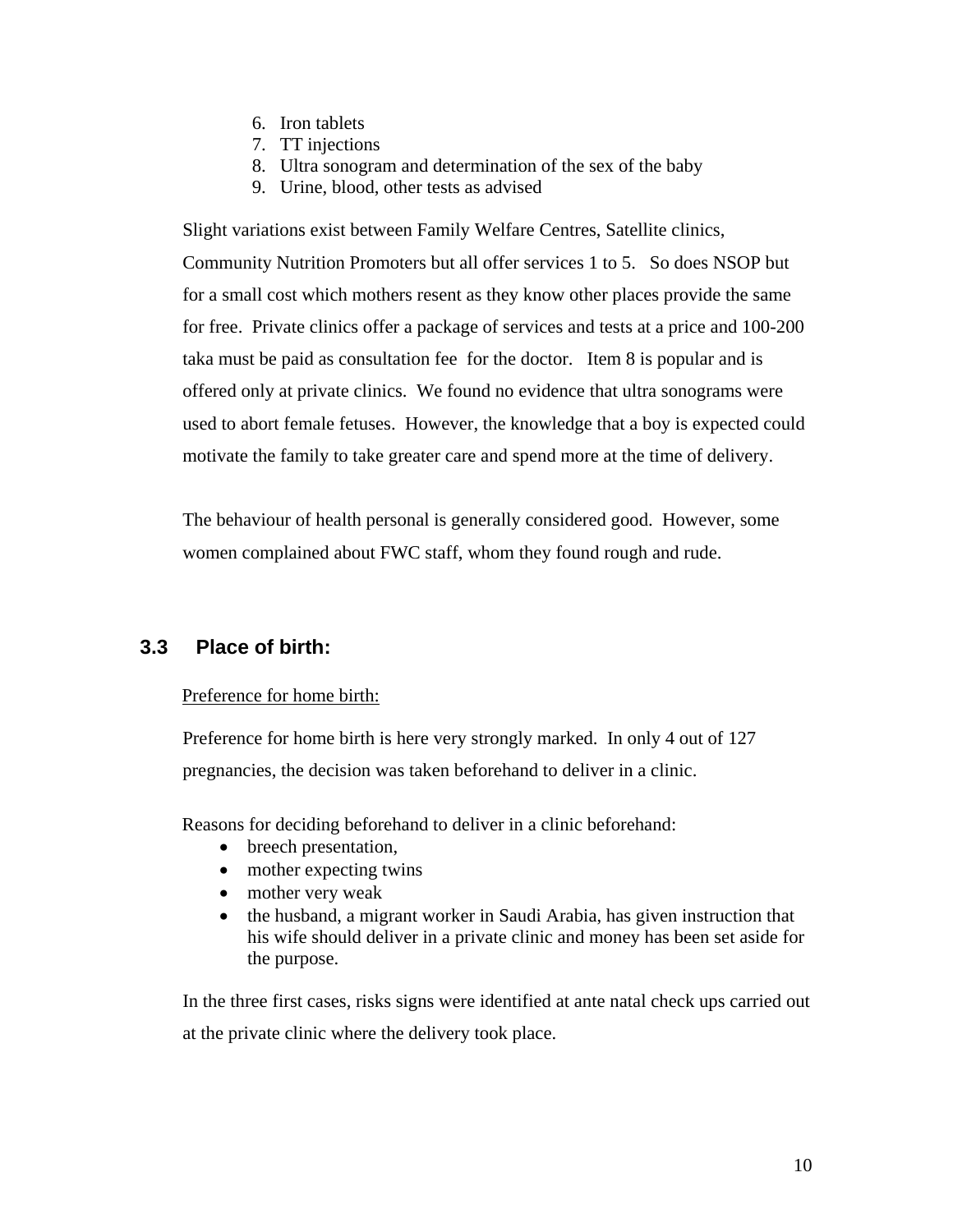6. Iron tablets
7. TT injections
8. Ultra sonogram and determination of the sex of the baby
9. Urine, blood, other tests as advised

Slight variations exist between Family Welfare Centres, Satellite clinics, Community Nutrition Promoters but all offer services 1 to 5. So does NSOP but for a small cost which mothers resent as they know other places provide the same for free. Private clinics offer a package of services and tests at a price and 100-200 taka must be paid as consultation fee for the doctor. Item 8 is popular and is offered only at private clinics. We found no evidence that ultra sonograms were used to abort female fetuses. However, the knowledge that a boy is expected could motivate the family to take greater care and spend more at the time of delivery.

The behaviour of health personal is generally considered good. However, some women complained about FWC staff, whom they found rough and rude.

## 3.3 Place of birth:

Preference for home birth:

Preference for home birth is here very strongly marked. In only 4 out of 127 pregnancies, the decision was taken beforehand to deliver in a clinic.

Reasons for deciding beforehand to deliver in a clinic beforehand:

- breech presentation,
- mother expecting twins
- mother very weak
- the husband, a migrant worker in Saudi Arabia, has given instruction that his wife should deliver in a private clinic and money has been set aside for the purpose.

In the three first cases, risks signs were identified at ante natal check ups carried out at the private clinic where the delivery took place.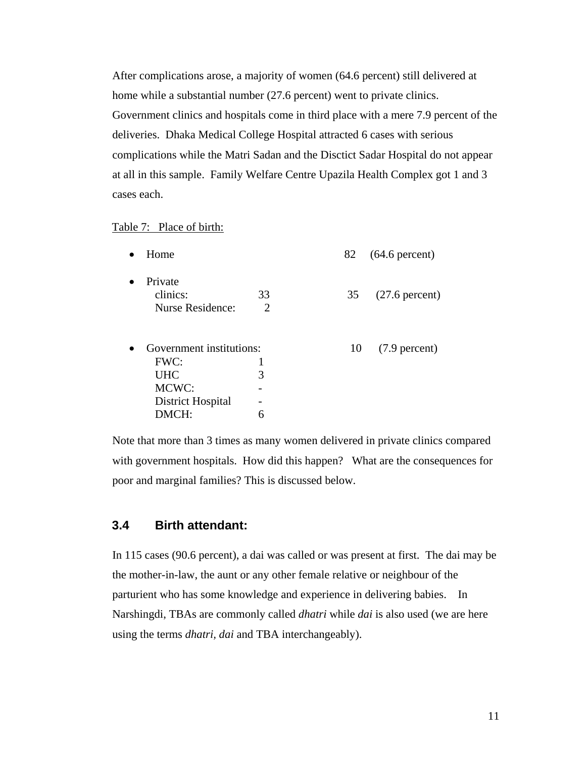After complications arose, a majority of women (64.6 percent) still delivered at home while a substantial number (27.6 percent) went to private clinics. Government clinics and hospitals come in third place with a mere 7.9 percent of the deliveries. Dhaka Medical College Hospital attracted 6 cases with serious complications while the Matri Sadan and the Disctict Sadar Hospital do not appear at all in this sample. Family Welfare Centre Upazila Health Complex got 1 and 3 cases each.

Table 7: Place of birth:

| Place | Sub-count | Total | Percent |
|---|---|---|---|
| • Home | | 82 | (64.6 percent) |
| • Private | | 35 | (27.6 percent) |
| clinics: | 33 | | |
| Nurse Residence: | 2 | | |
| • Government institutions: | | 10 | (7.9 percent) |
| FWC: | 1 | | |
| UHC | 3 | | |
| MCWC: | - | | |
| District Hospital | - | | |
| DMCH: | 6 | | |

Note that more than 3 times as many women delivered in private clinics compared with government hospitals. How did this happen? What are the consequences for poor and marginal families? This is discussed below.

## 3.4 Birth attendant:

In 115 cases (90.6 percent), a dai was called or was present at first. The dai may be the mother-in-law, the aunt or any other female relative or neighbour of the parturient who has some knowledge and experience in delivering babies. In Narshingdi, TBAs are commonly called *dhatri* while *dai* is also used (we are here using the terms *dhatri, dai* and TBA interchangeably).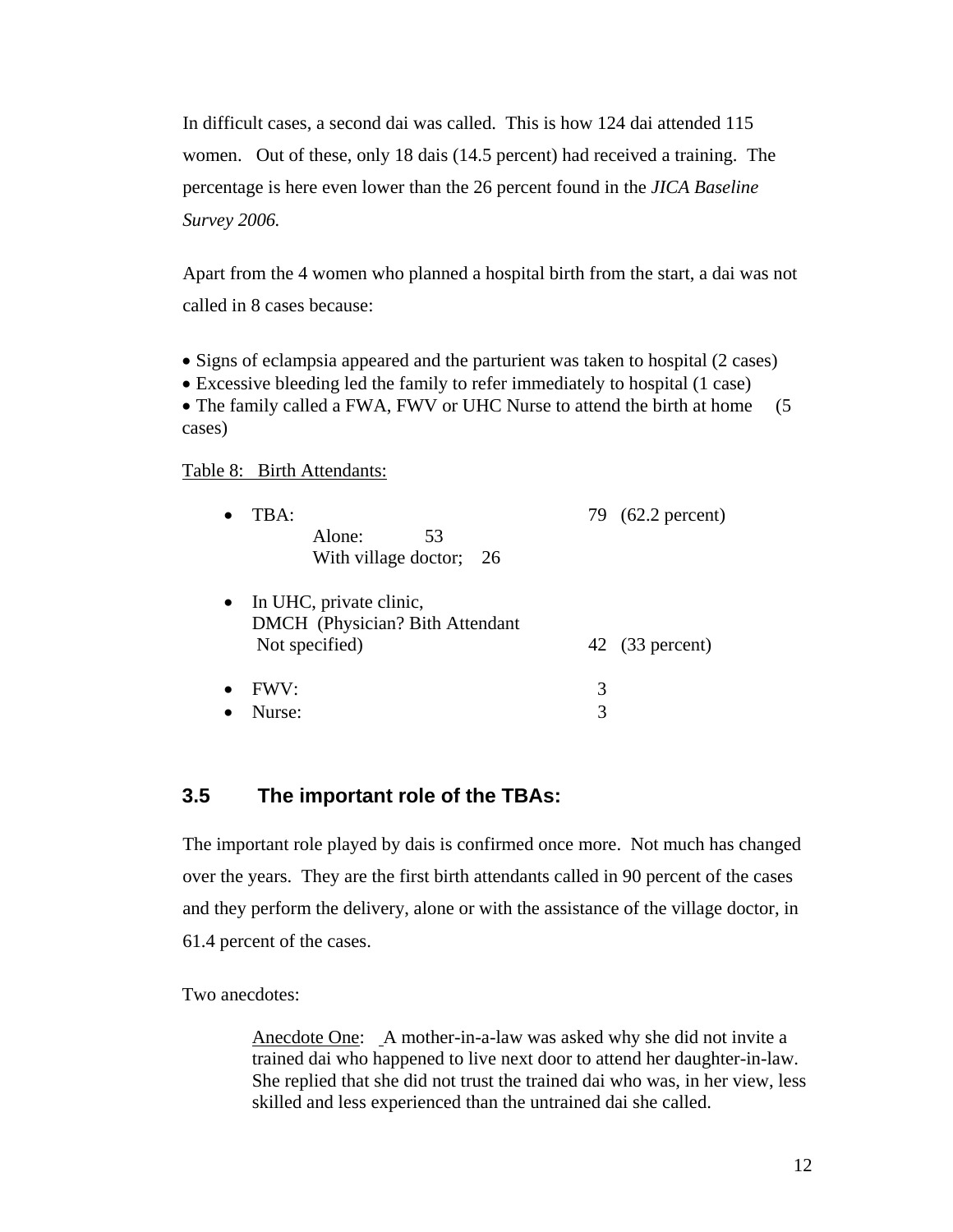In difficult cases, a second dai was called. This is how 124 dai attended 115 women. Out of these, only 18 dais (14.5 percent) had received a training. The percentage is here even lower than the 26 percent found in the *JICA Baseline Survey 2006.*

Apart from the 4 women who planned a hospital birth from the start, a dai was not called in 8 cases because:

- Signs of eclampsia appeared and the parturient was taken to hospital (2 cases)
- Excessive bleeding led the family to refer immediately to hospital (1 case)
- The family called a FWA, FWV or UHC Nurse to attend the birth at home (5 cases)

Table 8: Birth Attendants:

- TBA: 79 (62.2 percent)
  - Alone: 53
  - With village doctor; 26
- In UHC, private clinic, DMCH (Physician? Bith Attendant Not specified) 42 (33 percent)
- FWV: 3
- Nurse: 3

## 3.5 The important role of the TBAs:

The important role played by dais is confirmed once more. Not much has changed over the years. They are the first birth attendants called in 90 percent of the cases and they perform the delivery, alone or with the assistance of the village doctor, in 61.4 percent of the cases.

Two anecdotes:

> Anecdote One: A mother-in-a-law was asked why she did not invite a trained dai who happened to live next door to attend her daughter-in-law. She replied that she did not trust the trained dai who was, in her view, less skilled and less experienced than the untrained dai she called.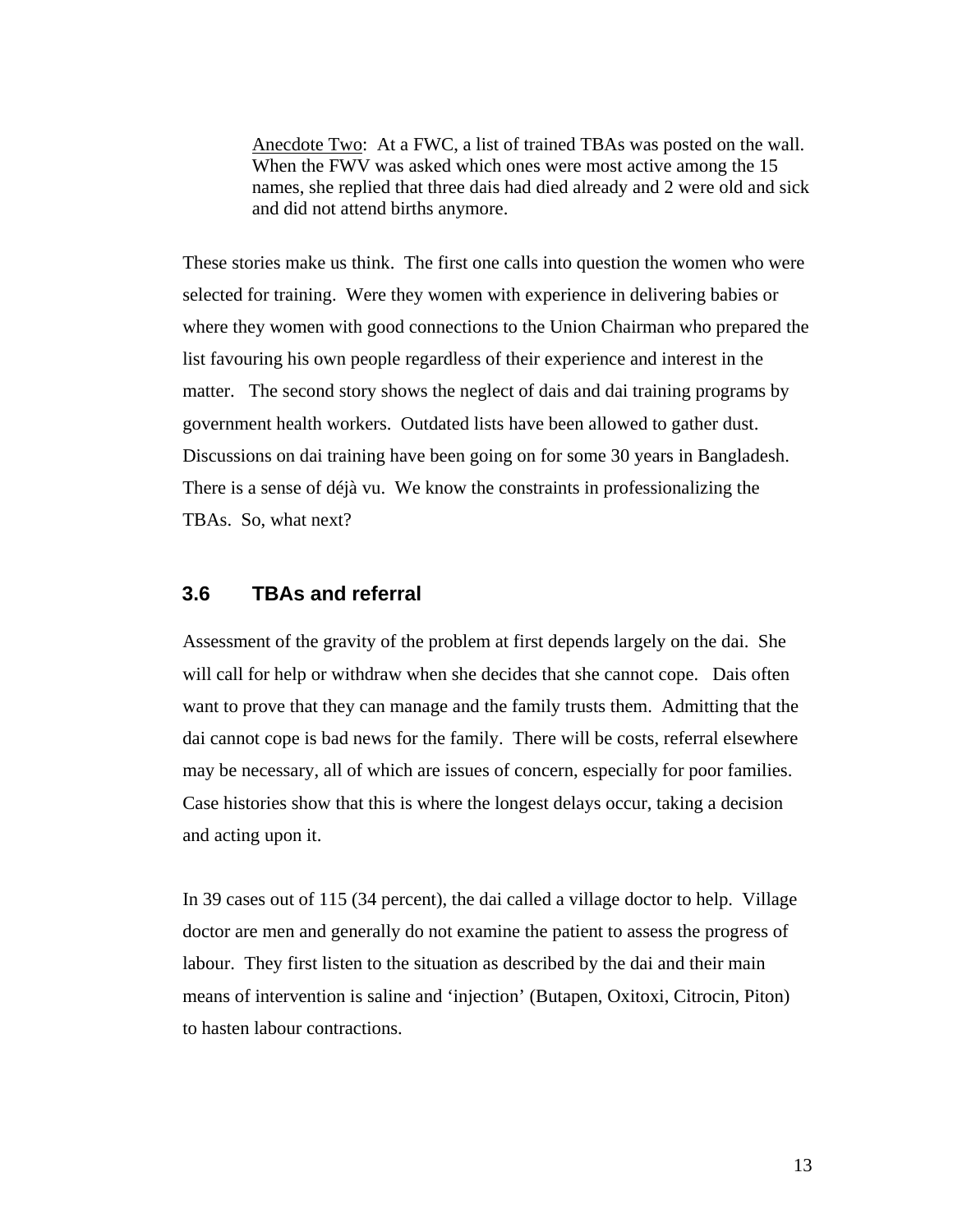> Anecdote Two: At a FWC, a list of trained TBAs was posted on the wall. When the FWV was asked which ones were most active among the 15 names, she replied that three dais had died already and 2 were old and sick and did not attend births anymore.

These stories make us think. The first one calls into question the women who were selected for training. Were they women with experience in delivering babies or where they women with good connections to the Union Chairman who prepared the list favouring his own people regardless of their experience and interest in the matter. The second story shows the neglect of dais and dai training programs by government health workers. Outdated lists have been allowed to gather dust. Discussions on dai training have been going on for some 30 years in Bangladesh. There is a sense of déjà vu. We know the constraints in professionalizing the TBAs. So, what next?

### 3.6 TBAs and referral

Assessment of the gravity of the problem at first depends largely on the dai. She will call for help or withdraw when she decides that she cannot cope. Dais often want to prove that they can manage and the family trusts them. Admitting that the dai cannot cope is bad news for the family. There will be costs, referral elsewhere may be necessary, all of which are issues of concern, especially for poor families. Case histories show that this is where the longest delays occur, taking a decision and acting upon it.

In 39 cases out of 115 (34 percent), the dai called a village doctor to help. Village doctor are men and generally do not examine the patient to assess the progress of labour. They first listen to the situation as described by the dai and their main means of intervention is saline and 'injection' (Butapen, Oxitoxi, Citrocin, Piton) to hasten labour contractions.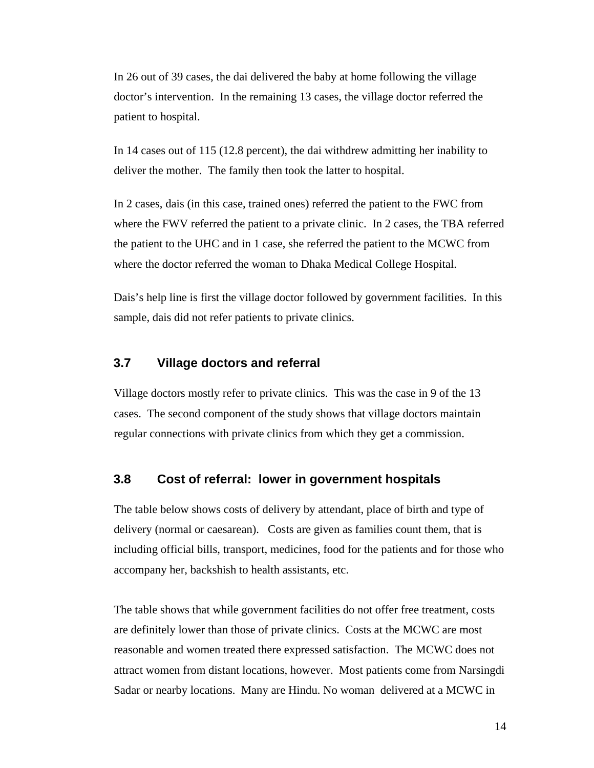In 26 out of 39 cases, the dai delivered the baby at home following the village doctor's intervention. In the remaining 13 cases, the village doctor referred the patient to hospital.

In 14 cases out of 115 (12.8 percent), the dai withdrew admitting her inability to deliver the mother. The family then took the latter to hospital.

In 2 cases, dais (in this case, trained ones) referred the patient to the FWC from where the FWV referred the patient to a private clinic. In 2 cases, the TBA referred the patient to the UHC and in 1 case, she referred the patient to the MCWC from where the doctor referred the woman to Dhaka Medical College Hospital.

Dais's help line is first the village doctor followed by government facilities. In this sample, dais did not refer patients to private clinics.

## 3.7 Village doctors and referral

Village doctors mostly refer to private clinics. This was the case in 9 of the 13 cases. The second component of the study shows that village doctors maintain regular connections with private clinics from which they get a commission.

## 3.8 Cost of referral: lower in government hospitals

The table below shows costs of delivery by attendant, place of birth and type of delivery (normal or caesarean). Costs are given as families count them, that is including official bills, transport, medicines, food for the patients and for those who accompany her, backshish to health assistants, etc.

The table shows that while government facilities do not offer free treatment, costs are definitely lower than those of private clinics. Costs at the MCWC are most reasonable and women treated there expressed satisfaction. The MCWC does not attract women from distant locations, however. Most patients come from Narsingdi Sadar or nearby locations. Many are Hindu. No woman delivered at a MCWC in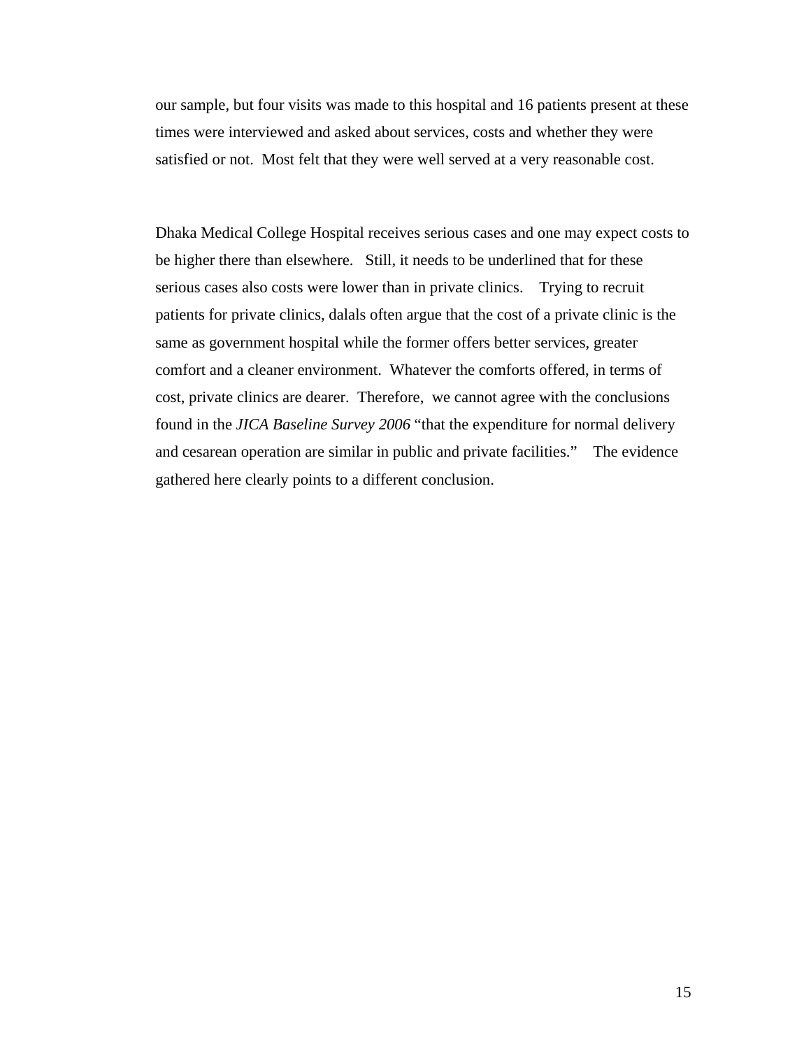our sample, but four visits was made to this hospital and 16 patients present at these times were interviewed and asked about services, costs and whether they were satisfied or not.  Most felt that they were well served at a very reasonable cost.

Dhaka Medical College Hospital receives serious cases and one may expect costs to be higher there than elsewhere.   Still, it needs to be underlined that for these serious cases also costs were lower than in private clinics.    Trying to recruit patients for private clinics, dalals often argue that the cost of a private clinic is the same as government hospital while the former offers better services, greater comfort and a cleaner environment.  Whatever the comforts offered, in terms of cost, private clinics are dearer.  Therefore,  we cannot agree with the conclusions found in the *JICA Baseline Survey 2006* "that the expenditure for normal delivery and cesarean operation are similar in public and private facilities."    The evidence gathered here clearly points to a different conclusion.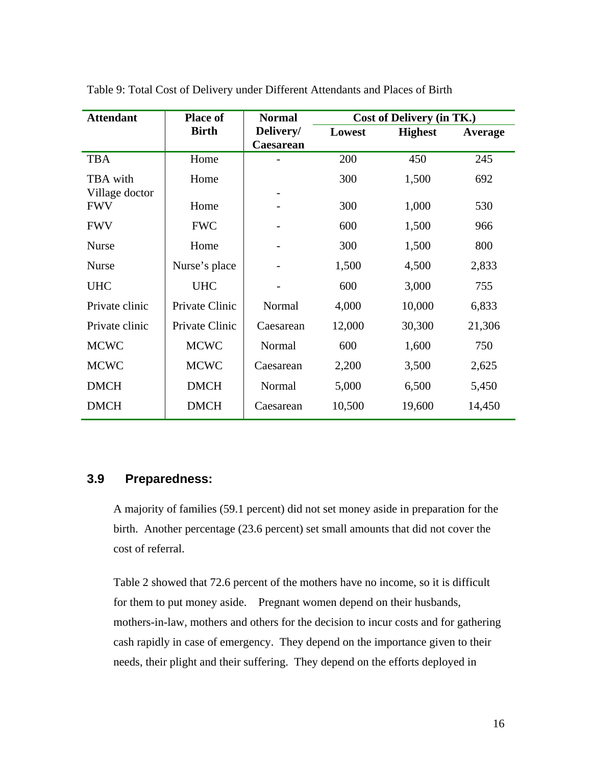Table 9: Total Cost of Delivery under Different Attendants and Places of Birth

| Attendant | Place of Birth | Normal Delivery/ Caesarean | Cost of Delivery (in TK.) | | |
|---|---|---|---|---|---|
| | | | Lowest | Highest | Average |
| TBA | Home | - | 200 | 450 | 245 |
| TBA with Village doctor | Home | - | 300 | 1,500 | 692 |
| FWV | Home | - | 300 | 1,000 | 530 |
| FWV | FWC | - | 600 | 1,500 | 966 |
| Nurse | Home | - | 300 | 1,500 | 800 |
| Nurse | Nurse's place | - | 1,500 | 4,500 | 2,833 |
| UHC | UHC | - | 600 | 3,000 | 755 |
| Private clinic | Private Clinic | Normal | 4,000 | 10,000 | 6,833 |
| Private clinic | Private Clinic | Caesarean | 12,000 | 30,300 | 21,306 |
| MCWC | MCWC | Normal | 600 | 1,600 | 750 |
| MCWC | MCWC | Caesarean | 2,200 | 3,500 | 2,625 |
| DMCH | DMCH | Normal | 5,000 | 6,500 | 5,450 |
| DMCH | DMCH | Caesarean | 10,500 | 19,600 | 14,450 |

### 3.9 Preparedness:

A majority of families (59.1 percent) did not set money aside in preparation for the birth. Another percentage (23.6 percent) set small amounts that did not cover the cost of referral.

Table 2 showed that 72.6 percent of the mothers have no income, so it is difficult for them to put money aside. Pregnant women depend on their husbands, mothers-in-law, mothers and others for the decision to incur costs and for gathering cash rapidly in case of emergency. They depend on the importance given to their needs, their plight and their suffering. They depend on the efforts deployed in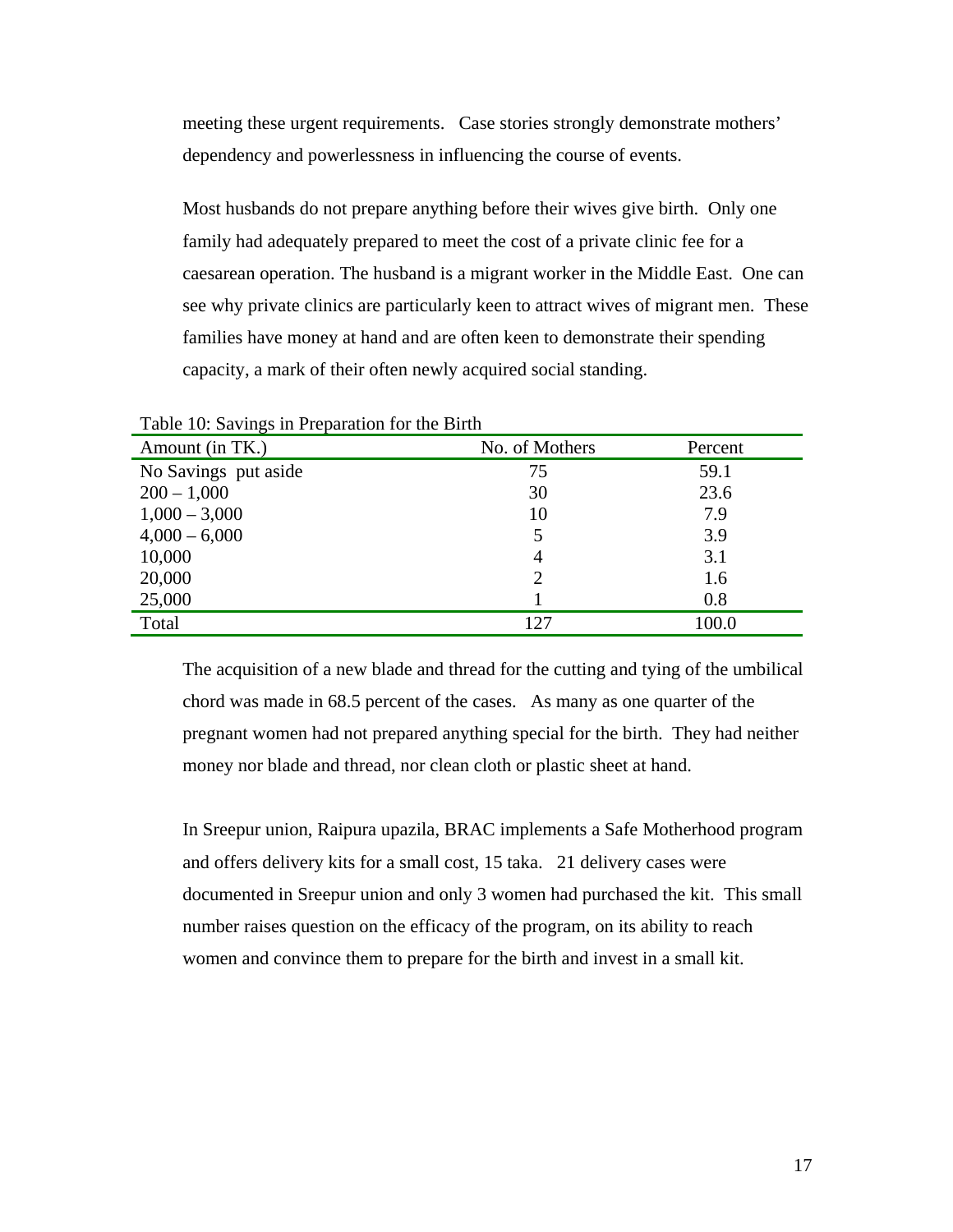meeting these urgent requirements. Case stories strongly demonstrate mothers' dependency and powerlessness in influencing the course of events.

Most husbands do not prepare anything before their wives give birth. Only one family had adequately prepared to meet the cost of a private clinic fee for a caesarean operation. The husband is a migrant worker in the Middle East. One can see why private clinics are particularly keen to attract wives of migrant men. These families have money at hand and are often keen to demonstrate their spending capacity, a mark of their often newly acquired social standing.

Table 10: Savings in Preparation for the Birth

| Amount (in TK.) | No. of Mothers | Percent |
|---|---|---|
| No Savings put aside | 75 | 59.1 |
| 200 – 1,000 | 30 | 23.6 |
| 1,000 – 3,000 | 10 | 7.9 |
| 4,000 – 6,000 | 5 | 3.9 |
| 10,000 | 4 | 3.1 |
| 20,000 | 2 | 1.6 |
| 25,000 | 1 | 0.8 |
| Total | 127 | 100.0 |

The acquisition of a new blade and thread for the cutting and tying of the umbilical chord was made in 68.5 percent of the cases. As many as one quarter of the pregnant women had not prepared anything special for the birth. They had neither money nor blade and thread, nor clean cloth or plastic sheet at hand.

In Sreepur union, Raipura upazila, BRAC implements a Safe Motherhood program and offers delivery kits for a small cost, 15 taka. 21 delivery cases were documented in Sreepur union and only 3 women had purchased the kit. This small number raises question on the efficacy of the program, on its ability to reach women and convince them to prepare for the birth and invest in a small kit.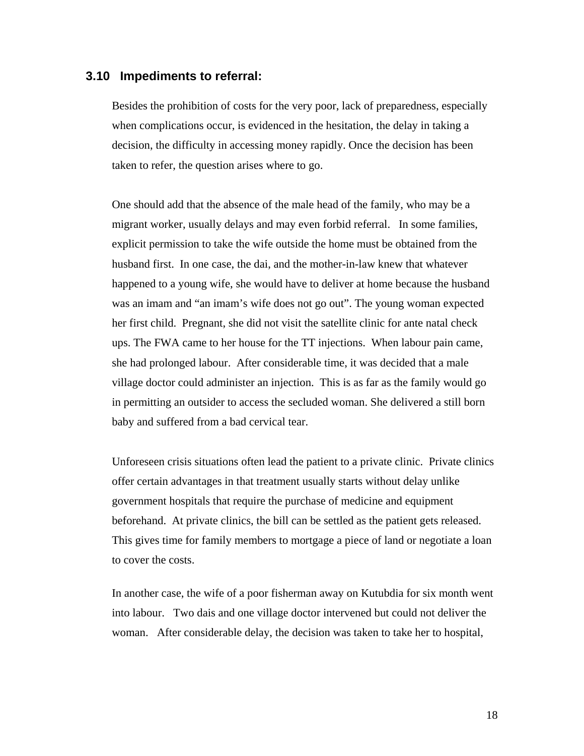### 3.10 Impediments to referral:

Besides the prohibition of costs for the very poor, lack of preparedness, especially when complications occur, is evidenced in the hesitation, the delay in taking a decision, the difficulty in accessing money rapidly. Once the decision has been taken to refer, the question arises where to go.

One should add that the absence of the male head of the family, who may be a migrant worker, usually delays and may even forbid referral. In some families, explicit permission to take the wife outside the home must be obtained from the husband first. In one case, the dai, and the mother-in-law knew that whatever happened to a young wife, she would have to deliver at home because the husband was an imam and "an imam's wife does not go out". The young woman expected her first child. Pregnant, she did not visit the satellite clinic for ante natal check ups. The FWA came to her house for the TT injections. When labour pain came, she had prolonged labour. After considerable time, it was decided that a male village doctor could administer an injection. This is as far as the family would go in permitting an outsider to access the secluded woman. She delivered a still born baby and suffered from a bad cervical tear.

Unforeseen crisis situations often lead the patient to a private clinic. Private clinics offer certain advantages in that treatment usually starts without delay unlike government hospitals that require the purchase of medicine and equipment beforehand. At private clinics, the bill can be settled as the patient gets released. This gives time for family members to mortgage a piece of land or negotiate a loan to cover the costs.

In another case, the wife of a poor fisherman away on Kutubdia for six month went into labour. Two dais and one village doctor intervened but could not deliver the woman. After considerable delay, the decision was taken to take her to hospital,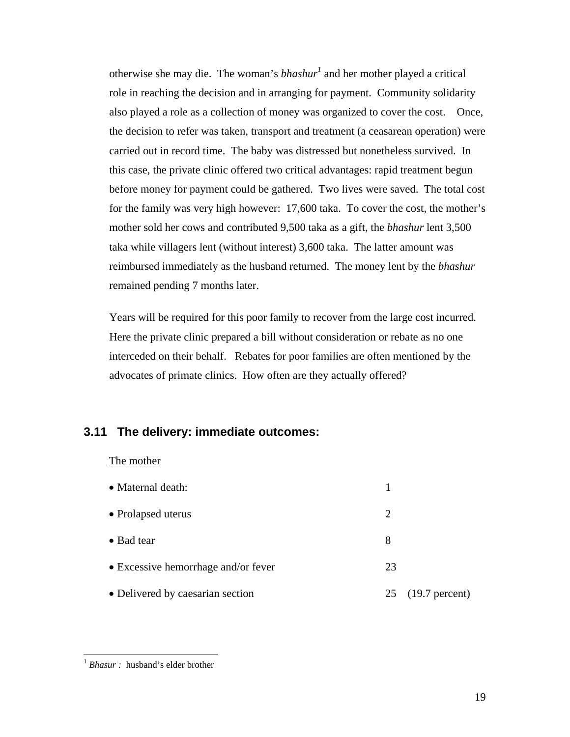otherwise she may die. The woman's *bhashur*[1] and her mother played a critical role in reaching the decision and in arranging for payment. Community solidarity also played a role as a collection of money was organized to cover the cost. Once, the decision to refer was taken, transport and treatment (a ceasarean operation) were carried out in record time. The baby was distressed but nonetheless survived. In this case, the private clinic offered two critical advantages: rapid treatment begun before money for payment could be gathered. Two lives were saved. The total cost for the family was very high however: 17,600 taka. To cover the cost, the mother's mother sold her cows and contributed 9,500 taka as a gift, the *bhashur* lent 3,500 taka while villagers lent (without interest) 3,600 taka. The latter amount was reimbursed immediately as the husband returned. The money lent by the *bhashur* remained pending 7 months later.

Years will be required for this poor family to recover from the large cost incurred. Here the private clinic prepared a bill without consideration or rebate as no one interceded on their behalf. Rebates for poor families are often mentioned by the advocates of primate clinics. How often are they actually offered?

### 3.11 The delivery: immediate outcomes:

The mother

| | | |
|---|---|---|
| • Maternal death: | 1 | |
| • Prolapsed uterus | 2 | |
| • Bad tear | 8 | |
| • Excessive hemorrhage and/or fever | 23 | |
| • Delivered by caesarian section | 25 | (19.7 percent) |

[1] *Bhasur :* husband's elder brother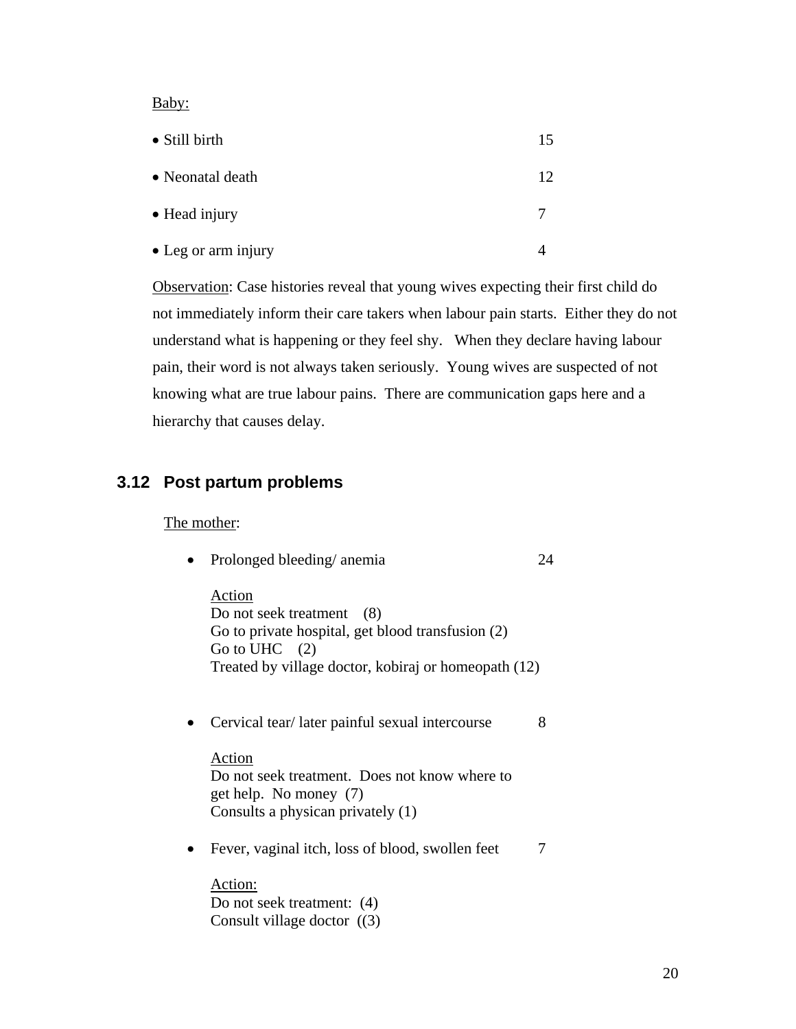Baby:

| | |
|---|---|
| • Still birth | 15 |
| • Neonatal death | 12 |
| • Head injury | 7 |
| • Leg or arm injury | 4 |

Observation: Case histories reveal that young wives expecting their first child do not immediately inform their care takers when labour pain starts. Either they do not understand what is happening or they feel shy. When they declare having labour pain, their word is not always taken seriously. Young wives are suspected of not knowing what are true labour pains. There are communication gaps here and a hierarchy that causes delay.

### 3.12 Post partum problems

The mother:

- Prolonged bleeding/ anemia 24

  Action
  Do not seek treatment (8)
  Go to private hospital, get blood transfusion (2)
  Go to UHC (2)
  Treated by village doctor, kobiraj or homeopath (12)

- Cervical tear/ later painful sexual intercourse 8

  Action
  Do not seek treatment. Does not know where to get help. No money (7)
  Consults a physican privately (1)

- Fever, vaginal itch, loss of blood, swollen feet 7

  Action:
  Do not seek treatment: (4)
  Consult village doctor ((3)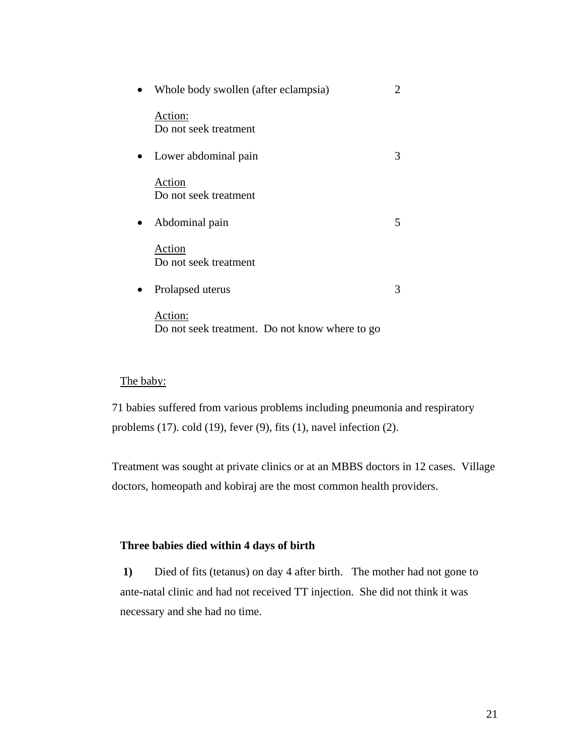- Whole body swollen (after eclampsia) 2

  Action:
  Do not seek treatment

- Lower abdominal pain 3

  Action
  Do not seek treatment

- Abdominal pain 5

  Action
  Do not seek treatment

- Prolapsed uterus 3

  Action:
  Do not seek treatment. Do not know where to go

The baby:

71 babies suffered from various problems including pneumonia and respiratory problems (17). cold (19), fever (9), fits (1), navel infection (2).

Treatment was sought at private clinics or at an MBBS doctors in 12 cases. Village doctors, homeopath and kobiraj are the most common health providers.

**Three babies died within 4 days of birth**

**1)** Died of fits (tetanus) on day 4 after birth. The mother had not gone to ante-natal clinic and had not received TT injection. She did not think it was necessary and she had no time.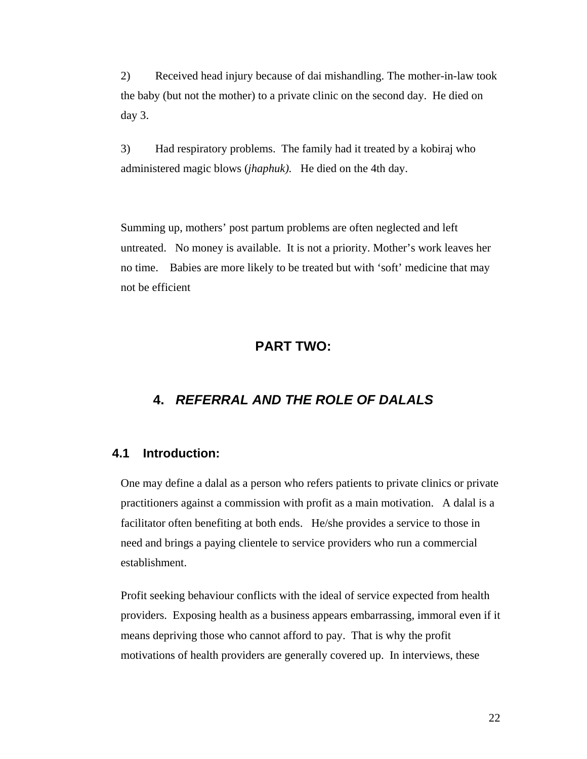2) Received head injury because of dai mishandling. The mother-in-law took the baby (but not the mother) to a private clinic on the second day. He died on day 3.

3) Had respiratory problems. The family had it treated by a kobiraj who administered magic blows (*jhaphuk).* He died on the 4th day.

Summing up, mothers' post partum problems are often neglected and left untreated. No money is available. It is not a priority. Mother's work leaves her no time. Babies are more likely to be treated but with 'soft' medicine that may not be efficient

# PART TWO:

## 4. *REFERRAL AND THE ROLE OF DALALS*

### 4.1 Introduction:

One may define a dalal as a person who refers patients to private clinics or private practitioners against a commission with profit as a main motivation. A dalal is a facilitator often benefiting at both ends. He/she provides a service to those in need and brings a paying clientele to service providers who run a commercial establishment.

Profit seeking behaviour conflicts with the ideal of service expected from health providers. Exposing health as a business appears embarrassing, immoral even if it means depriving those who cannot afford to pay. That is why the profit motivations of health providers are generally covered up. In interviews, these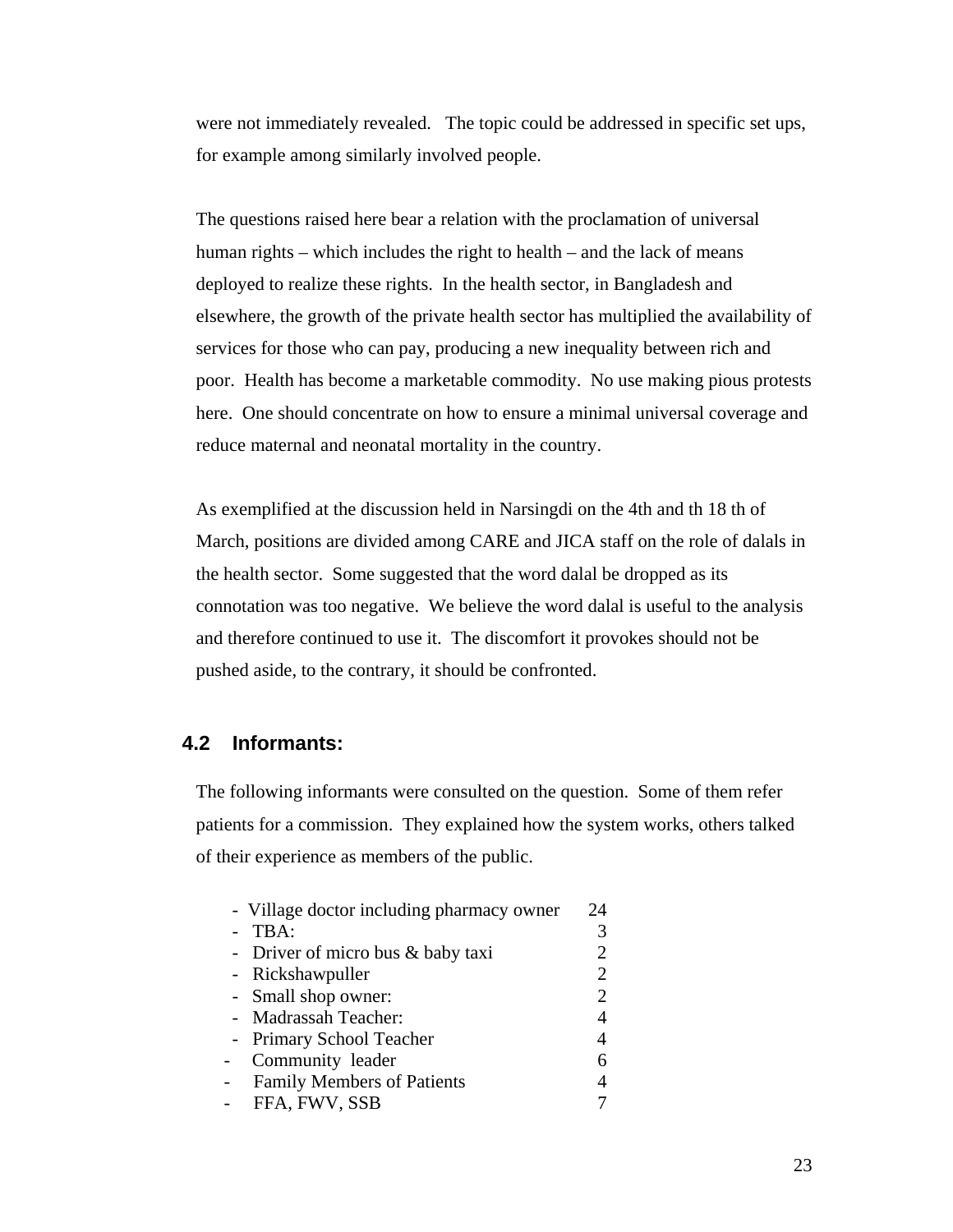were not immediately revealed. The topic could be addressed in specific set ups, for example among similarly involved people.

The questions raised here bear a relation with the proclamation of universal human rights – which includes the right to health – and the lack of means deployed to realize these rights. In the health sector, in Bangladesh and elsewhere, the growth of the private health sector has multiplied the availability of services for those who can pay, producing a new inequality between rich and poor. Health has become a marketable commodity. No use making pious protests here. One should concentrate on how to ensure a minimal universal coverage and reduce maternal and neonatal mortality in the country.

As exemplified at the discussion held in Narsingdi on the 4th and th 18 th of March, positions are divided among CARE and JICA staff on the role of dalals in the health sector. Some suggested that the word dalal be dropped as its connotation was too negative. We believe the word dalal is useful to the analysis and therefore continued to use it. The discomfort it provokes should not be pushed aside, to the contrary, it should be confronted.

## 4.2 Informants:

The following informants were consulted on the question. Some of them refer patients for a commission. They explained how the system works, others talked of their experience as members of the public.

| | |
|---|---|
| - Village doctor including pharmacy owner | 24 |
| - TBA: | 3 |
| - Driver of micro bus & baby taxi | 2 |
| - Rickshawpuller | 2 |
| - Small shop owner: | 2 |
| - Madrassah Teacher: | 4 |
| - Primary School Teacher | 4 |
| - Community leader | 6 |
| - Family Members of Patients | 4 |
| - FFA, FWV, SSB | 7 |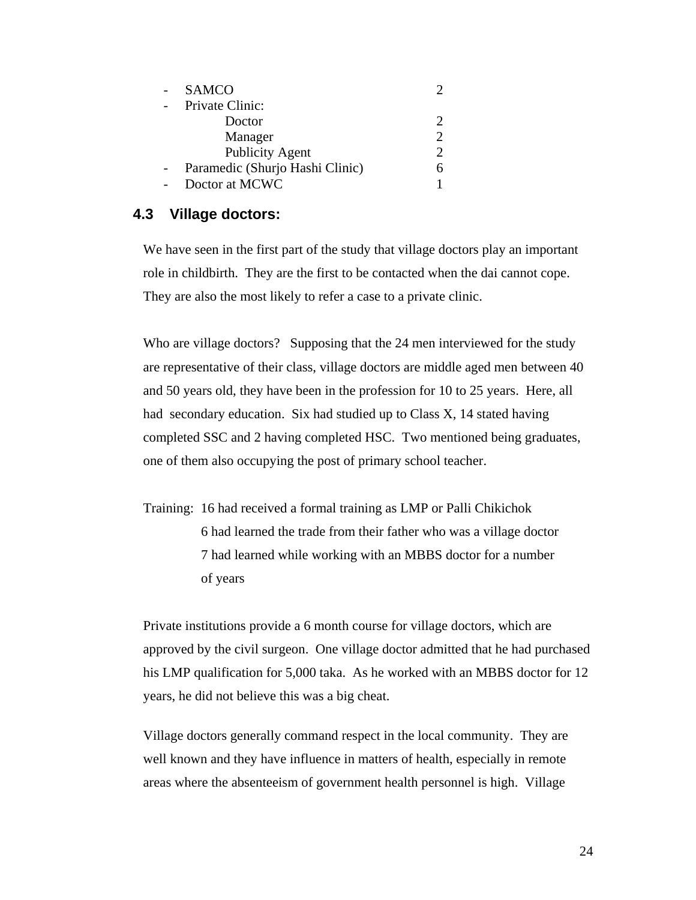- SAMCO 2
- Private Clinic:
  - Doctor 2
  - Manager 2
  - Publicity Agent 2
- Paramedic (Shurjo Hashi Clinic) 6
- Doctor at MCWC 1

### 4.3 Village doctors:

We have seen in the first part of the study that village doctors play an important role in childbirth. They are the first to be contacted when the dai cannot cope. They are also the most likely to refer a case to a private clinic.

Who are village doctors? Supposing that the 24 men interviewed for the study are representative of their class, village doctors are middle aged men between 40 and 50 years old, they have been in the profession for 10 to 25 years. Here, all had secondary education. Six had studied up to Class X, 14 stated having completed SSC and 2 having completed HSC. Two mentioned being graduates, one of them also occupying the post of primary school teacher.

Training: 16 had received a formal training as LMP or Palli Chikichok
6 had learned the trade from their father who was a village doctor
7 had learned while working with an MBBS doctor for a number of years

Private institutions provide a 6 month course for village doctors, which are approved by the civil surgeon. One village doctor admitted that he had purchased his LMP qualification for 5,000 taka. As he worked with an MBBS doctor for 12 years, he did not believe this was a big cheat.

Village doctors generally command respect in the local community. They are well known and they have influence in matters of health, especially in remote areas where the absenteeism of government health personnel is high. Village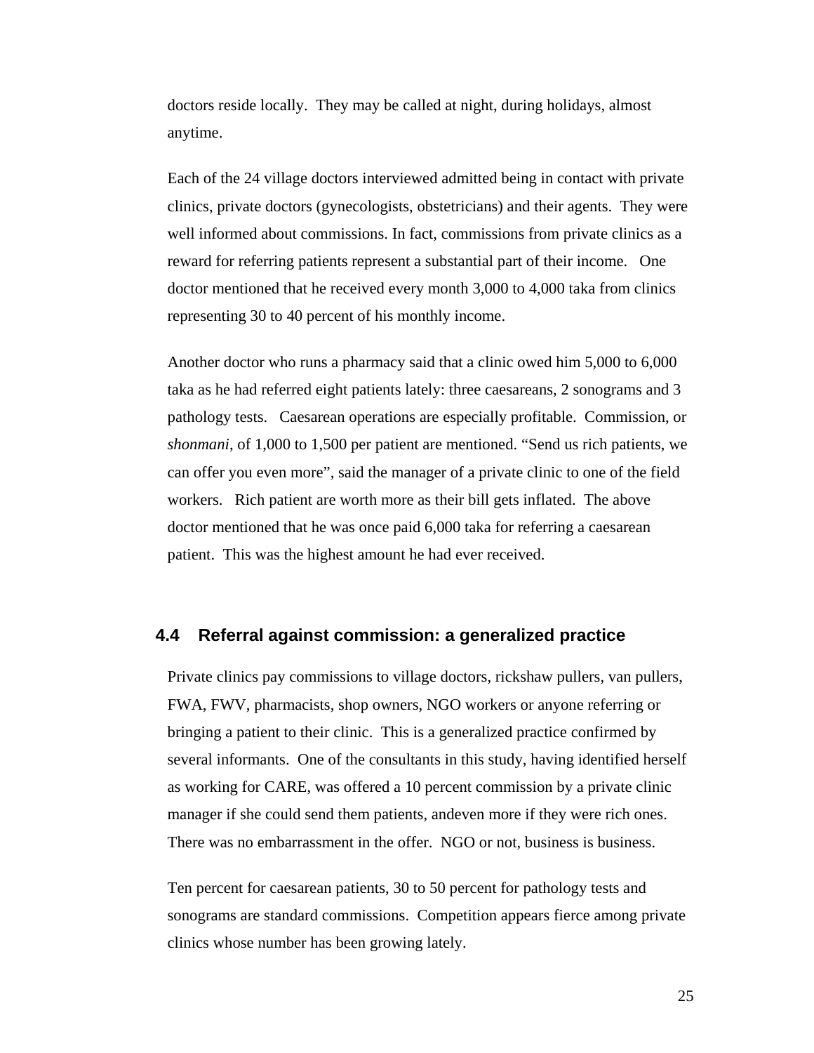doctors reside locally. They may be called at night, during holidays, almost anytime.

Each of the 24 village doctors interviewed admitted being in contact with private clinics, private doctors (gynecologists, obstetricians) and their agents. They were well informed about commissions. In fact, commissions from private clinics as a reward for referring patients represent a substantial part of their income. One doctor mentioned that he received every month 3,000 to 4,000 taka from clinics representing 30 to 40 percent of his monthly income.

Another doctor who runs a pharmacy said that a clinic owed him 5,000 to 6,000 taka as he had referred eight patients lately: three caesareans, 2 sonograms and 3 pathology tests. Caesarean operations are especially profitable. Commission, or *shonmani*, of 1,000 to 1,500 per patient are mentioned. "Send us rich patients, we can offer you even more", said the manager of a private clinic to one of the field workers. Rich patient are worth more as their bill gets inflated. The above doctor mentioned that he was once paid 6,000 taka for referring a caesarean patient. This was the highest amount he had ever received.

### 4.4 Referral against commission: a generalized practice

Private clinics pay commissions to village doctors, rickshaw pullers, van pullers, FWA, FWV, pharmacists, shop owners, NGO workers or anyone referring or bringing a patient to their clinic. This is a generalized practice confirmed by several informants. One of the consultants in this study, having identified herself as working for CARE, was offered a 10 percent commission by a private clinic manager if she could send them patients, andeven more if they were rich ones. There was no embarrassment in the offer. NGO or not, business is business.

Ten percent for caesarean patients, 30 to 50 percent for pathology tests and sonograms are standard commissions. Competition appears fierce among private clinics whose number has been growing lately.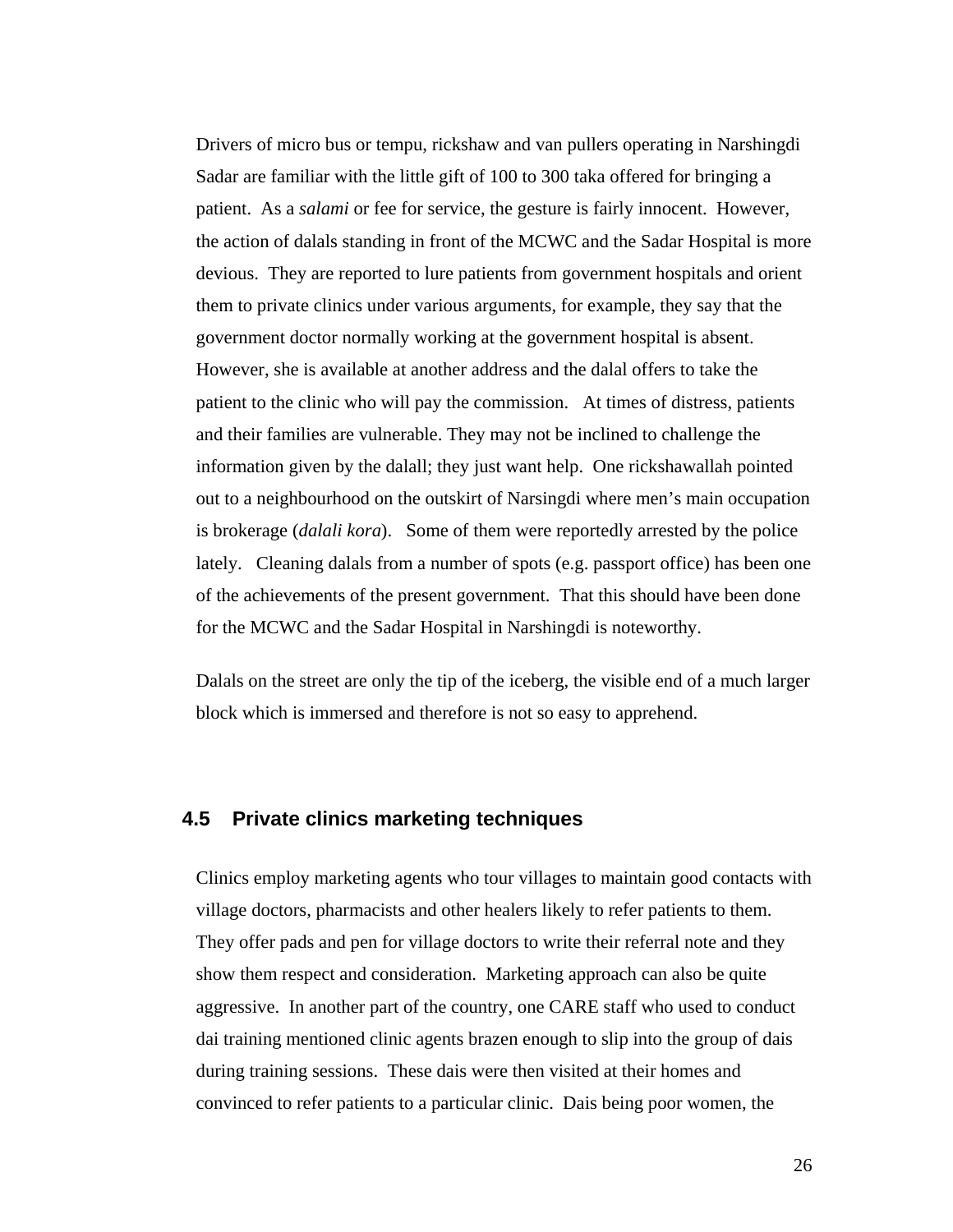Drivers of micro bus or tempu, rickshaw and van pullers operating in Narshingdi Sadar are familiar with the little gift of 100 to 300 taka offered for bringing a patient. As a *salami* or fee for service, the gesture is fairly innocent. However, the action of dalals standing in front of the MCWC and the Sadar Hospital is more devious. They are reported to lure patients from government hospitals and orient them to private clinics under various arguments, for example, they say that the government doctor normally working at the government hospital is absent. However, she is available at another address and the dalal offers to take the patient to the clinic who will pay the commission. At times of distress, patients and their families are vulnerable. They may not be inclined to challenge the information given by the dalall; they just want help. One rickshawallah pointed out to a neighbourhood on the outskirt of Narsingdi where men's main occupation is brokerage (*dalali kora*). Some of them were reportedly arrested by the police lately. Cleaning dalals from a number of spots (e.g. passport office) has been one of the achievements of the present government. That this should have been done for the MCWC and the Sadar Hospital in Narshingdi is noteworthy.

Dalals on the street are only the tip of the iceberg, the visible end of a much larger block which is immersed and therefore is not so easy to apprehend.

### 4.5 Private clinics marketing techniques

Clinics employ marketing agents who tour villages to maintain good contacts with village doctors, pharmacists and other healers likely to refer patients to them. They offer pads and pen for village doctors to write their referral note and they show them respect and consideration. Marketing approach can also be quite aggressive. In another part of the country, one CARE staff who used to conduct dai training mentioned clinic agents brazen enough to slip into the group of dais during training sessions. These dais were then visited at their homes and convinced to refer patients to a particular clinic. Dais being poor women, the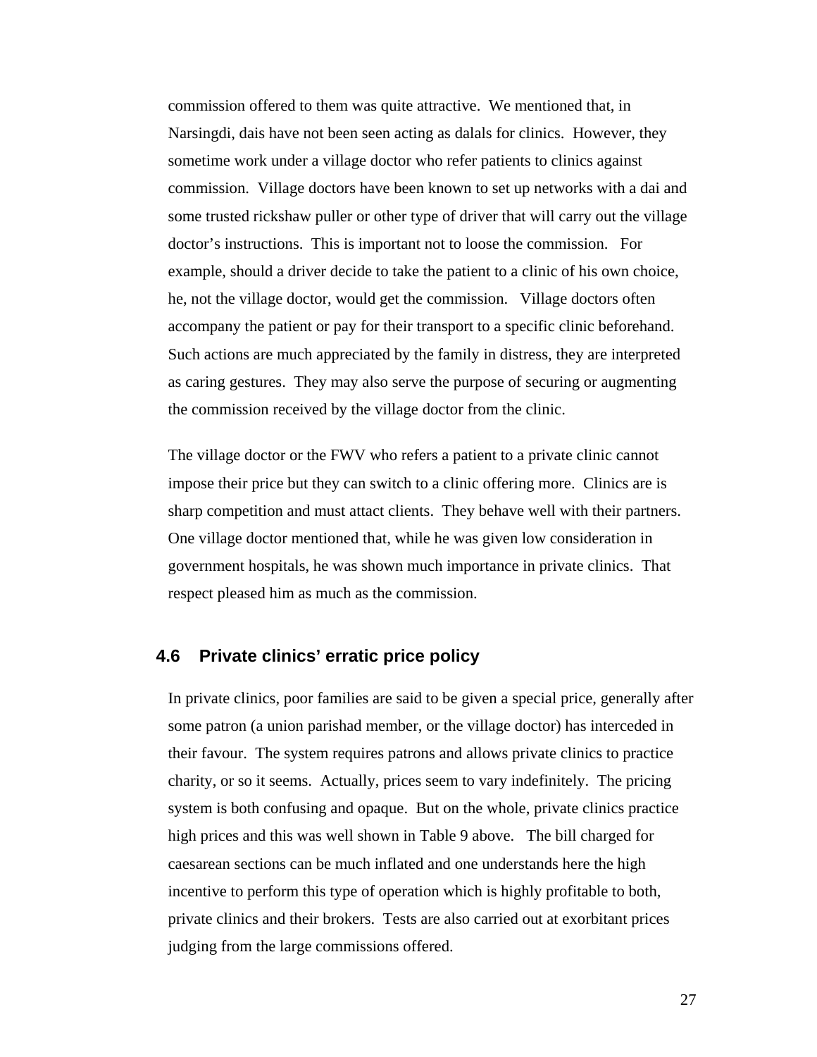commission offered to them was quite attractive. We mentioned that, in Narsingdi, dais have not been seen acting as dalals for clinics. However, they sometime work under a village doctor who refer patients to clinics against commission. Village doctors have been known to set up networks with a dai and some trusted rickshaw puller or other type of driver that will carry out the village doctor's instructions. This is important not to loose the commission. For example, should a driver decide to take the patient to a clinic of his own choice, he, not the village doctor, would get the commission. Village doctors often accompany the patient or pay for their transport to a specific clinic beforehand. Such actions are much appreciated by the family in distress, they are interpreted as caring gestures. They may also serve the purpose of securing or augmenting the commission received by the village doctor from the clinic.

The village doctor or the FWV who refers a patient to a private clinic cannot impose their price but they can switch to a clinic offering more. Clinics are is sharp competition and must attact clients. They behave well with their partners. One village doctor mentioned that, while he was given low consideration in government hospitals, he was shown much importance in private clinics. That respect pleased him as much as the commission.

## 4.6 Private clinics' erratic price policy

In private clinics, poor families are said to be given a special price, generally after some patron (a union parishad member, or the village doctor) has interceded in their favour. The system requires patrons and allows private clinics to practice charity, or so it seems. Actually, prices seem to vary indefinitely. The pricing system is both confusing and opaque. But on the whole, private clinics practice high prices and this was well shown in Table 9 above. The bill charged for caesarean sections can be much inflated and one understands here the high incentive to perform this type of operation which is highly profitable to both, private clinics and their brokers. Tests are also carried out at exorbitant prices judging from the large commissions offered.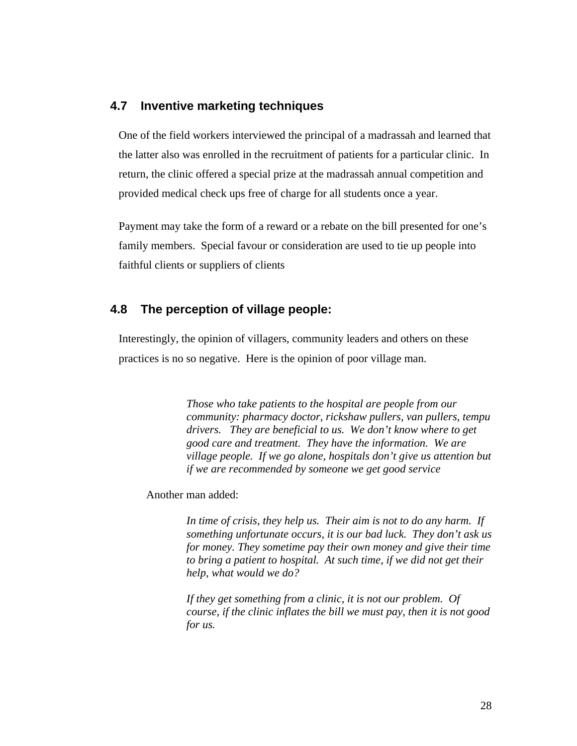## 4.7 Inventive marketing techniques

One of the field workers interviewed the principal of a madrassah and learned that the latter also was enrolled in the recruitment of patients for a particular clinic. In return, the clinic offered a special prize at the madrassah annual competition and provided medical check ups free of charge for all students once a year.

Payment may take the form of a reward or a rebate on the bill presented for one's family members. Special favour or consideration are used to tie up people into faithful clients or suppliers of clients

## 4.8 The perception of village people:

Interestingly, the opinion of villagers, community leaders and others on these practices is no so negative. Here is the opinion of poor village man.

> *Those who take patients to the hospital are people from our community: pharmacy doctor, rickshaw pullers, van pullers, tempu drivers. They are beneficial to us. We don't know where to get good care and treatment. They have the information. We are village people. If we go alone, hospitals don't give us attention but if we are recommended by someone we get good service*

Another man added:

> *In time of crisis, they help us. Their aim is not to do any harm. If something unfortunate occurs, it is our bad luck. They don't ask us for money. They sometime pay their own money and give their time to bring a patient to hospital. At such time, if we did not get their help, what would we do?*
>
> *If they get something from a clinic, it is not our problem. Of course, if the clinic inflates the bill we must pay, then it is not good for us.*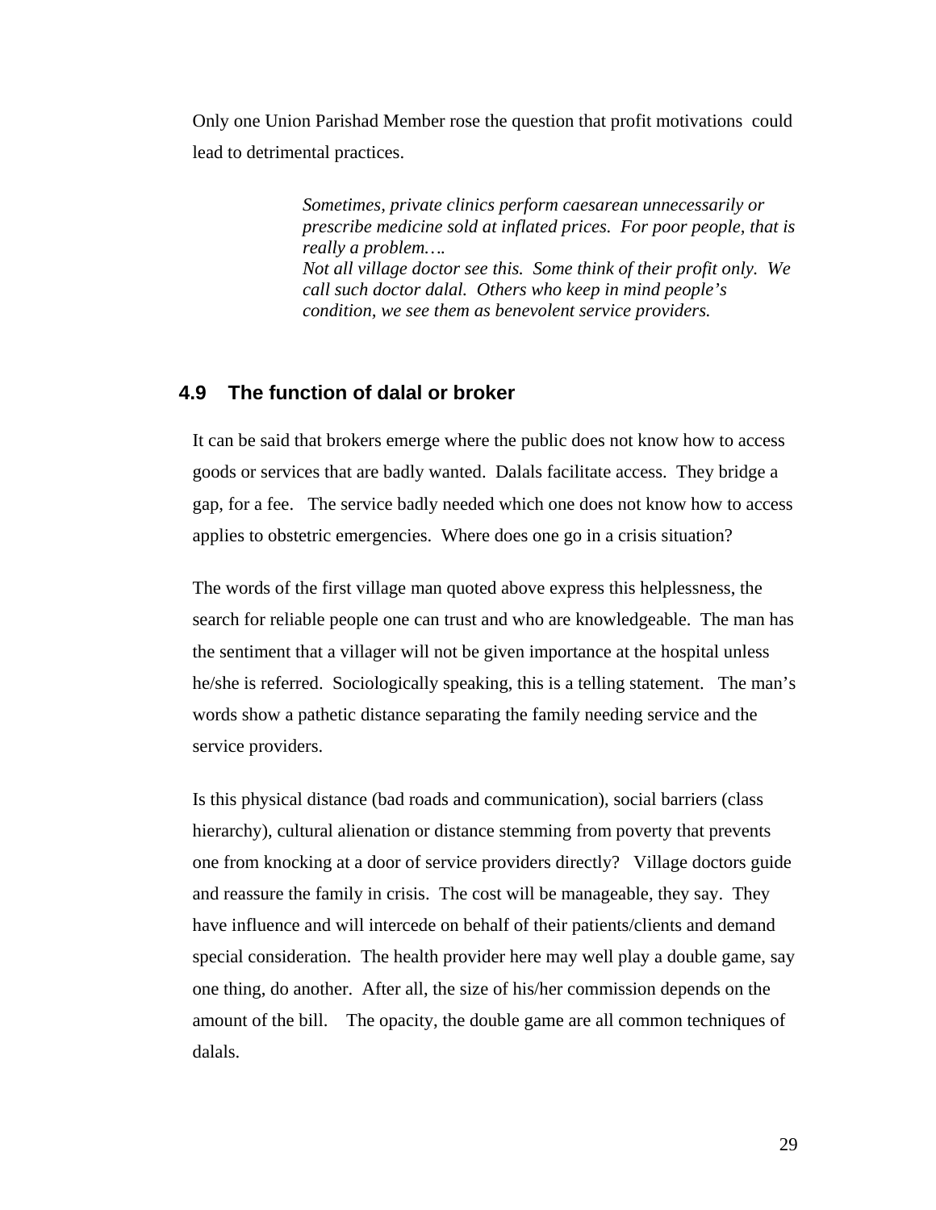Only one Union Parishad Member rose the question that profit motivations could lead to detrimental practices.

> *Sometimes, private clinics perform caesarean unnecessarily or prescribe medicine sold at inflated prices. For poor people, that is really a problem….*
> *Not all village doctor see this. Some think of their profit only. We call such doctor dalal. Others who keep in mind people's condition, we see them as benevolent service providers.*

## 4.9 The function of dalal or broker

It can be said that brokers emerge where the public does not know how to access goods or services that are badly wanted. Dalals facilitate access. They bridge a gap, for a fee. The service badly needed which one does not know how to access applies to obstetric emergencies. Where does one go in a crisis situation?

The words of the first village man quoted above express this helplessness, the search for reliable people one can trust and who are knowledgeable. The man has the sentiment that a villager will not be given importance at the hospital unless he/she is referred. Sociologically speaking, this is a telling statement. The man's words show a pathetic distance separating the family needing service and the service providers.

Is this physical distance (bad roads and communication), social barriers (class hierarchy), cultural alienation or distance stemming from poverty that prevents one from knocking at a door of service providers directly? Village doctors guide and reassure the family in crisis. The cost will be manageable, they say. They have influence and will intercede on behalf of their patients/clients and demand special consideration. The health provider here may well play a double game, say one thing, do another. After all, the size of his/her commission depends on the amount of the bill. The opacity, the double game are all common techniques of dalals.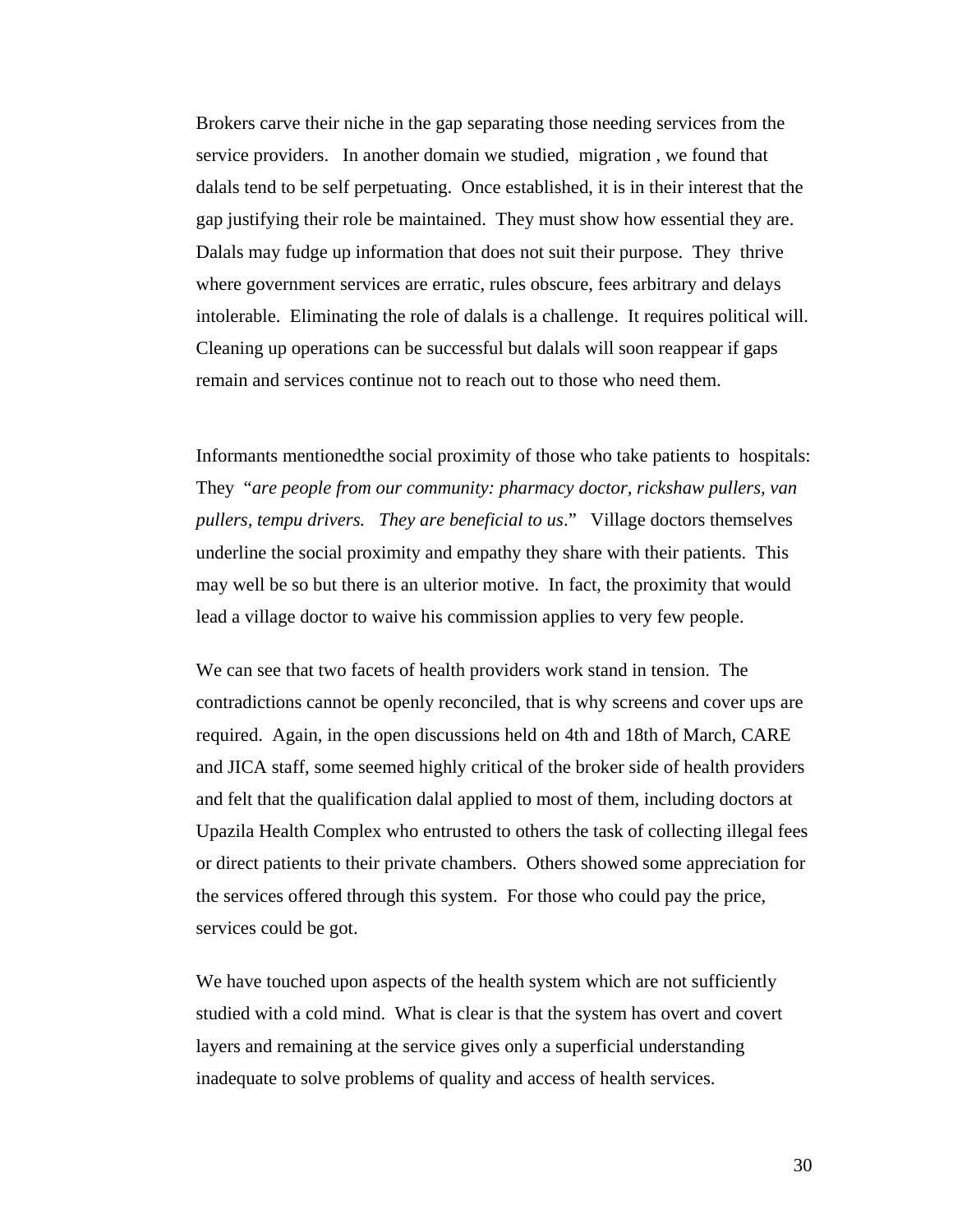Brokers carve their niche in the gap separating those needing services from the service providers. In another domain we studied, migration , we found that dalals tend to be self perpetuating. Once established, it is in their interest that the gap justifying their role be maintained. They must show how essential they are. Dalals may fudge up information that does not suit their purpose. They thrive where government services are erratic, rules obscure, fees arbitrary and delays intolerable. Eliminating the role of dalals is a challenge. It requires political will. Cleaning up operations can be successful but dalals will soon reappear if gaps remain and services continue not to reach out to those who need them.

Informants mentionedthe social proximity of those who take patients to hospitals: They "*are people from our community: pharmacy doctor, rickshaw pullers, van pullers, tempu drivers. They are beneficial to us*." Village doctors themselves underline the social proximity and empathy they share with their patients. This may well be so but there is an ulterior motive. In fact, the proximity that would lead a village doctor to waive his commission applies to very few people.

We can see that two facets of health providers work stand in tension. The contradictions cannot be openly reconciled, that is why screens and cover ups are required. Again, in the open discussions held on 4th and 18th of March, CARE and JICA staff, some seemed highly critical of the broker side of health providers and felt that the qualification dalal applied to most of them, including doctors at Upazila Health Complex who entrusted to others the task of collecting illegal fees or direct patients to their private chambers. Others showed some appreciation for the services offered through this system. For those who could pay the price, services could be got.

We have touched upon aspects of the health system which are not sufficiently studied with a cold mind. What is clear is that the system has overt and covert layers and remaining at the service gives only a superficial understanding inadequate to solve problems of quality and access of health services.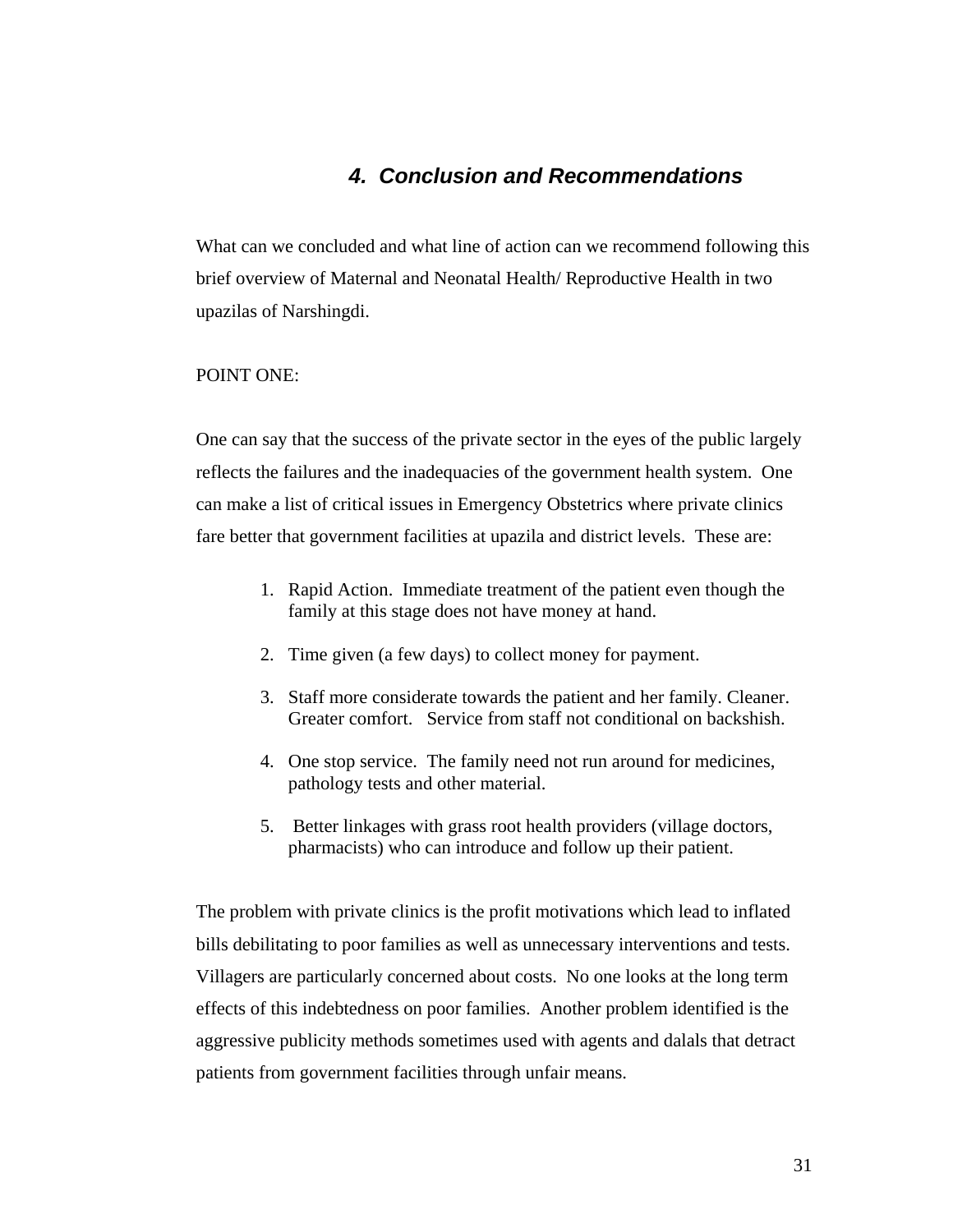# *4. Conclusion and Recommendations*

What can we concluded and what line of action can we recommend following this brief overview of Maternal and Neonatal Health/ Reproductive Health in two upazilas of Narshingdi.

POINT ONE:

One can say that the success of the private sector in the eyes of the public largely reflects the failures and the inadequacies of the government health system. One can make a list of critical issues in Emergency Obstetrics where private clinics fare better that government facilities at upazila and district levels. These are:

1. Rapid Action. Immediate treatment of the patient even though the family at this stage does not have money at hand.
2. Time given (a few days) to collect money for payment.
3. Staff more considerate towards the patient and her family. Cleaner. Greater comfort. Service from staff not conditional on backshish.
4. One stop service. The family need not run around for medicines, pathology tests and other material.
5. Better linkages with grass root health providers (village doctors, pharmacists) who can introduce and follow up their patient.

The problem with private clinics is the profit motivations which lead to inflated bills debilitating to poor families as well as unnecessary interventions and tests. Villagers are particularly concerned about costs. No one looks at the long term effects of this indebtedness on poor families. Another problem identified is the aggressive publicity methods sometimes used with agents and dalals that detract patients from government facilities through unfair means.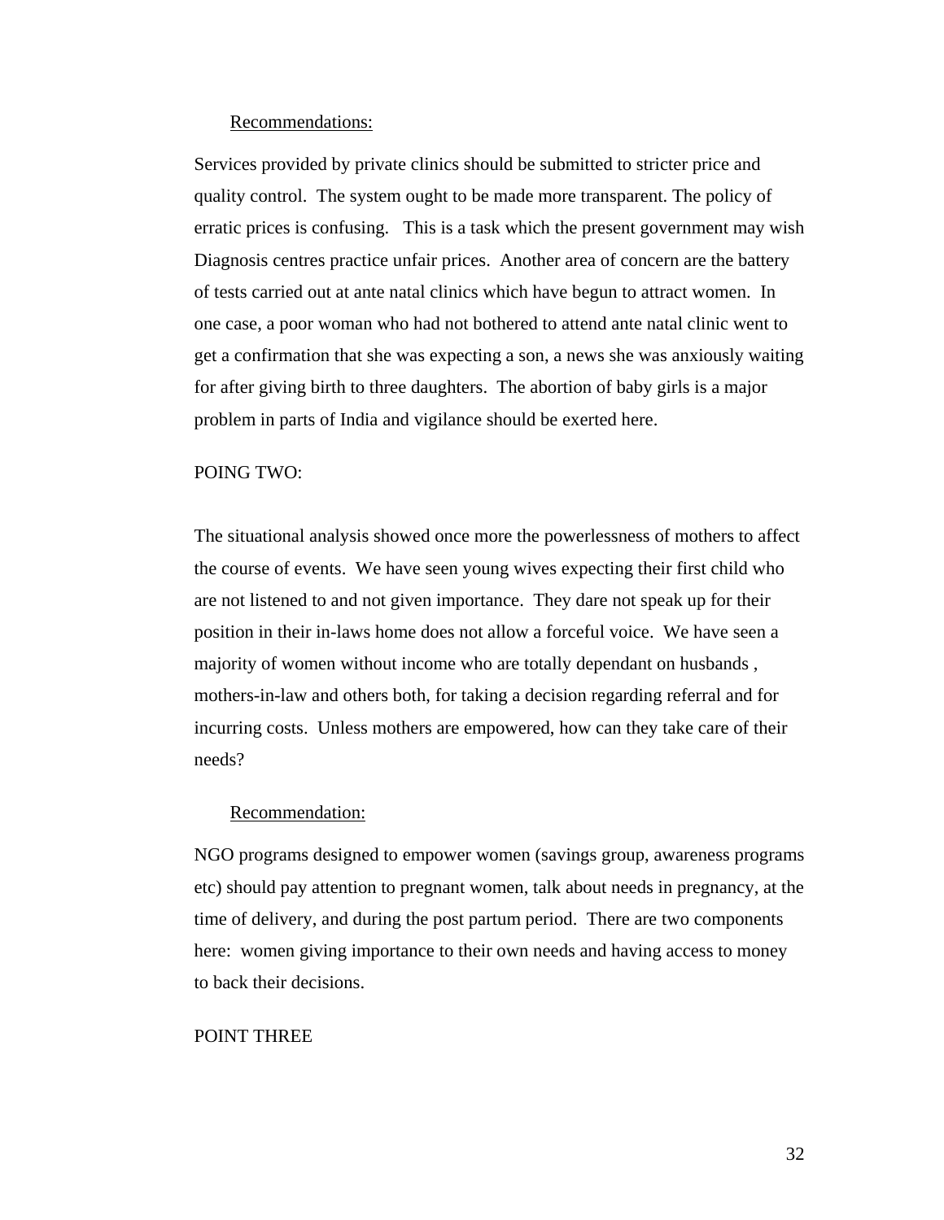<u>Recommendations:</u>

Services provided by private clinics should be submitted to stricter price and quality control. The system ought to be made more transparent. The policy of erratic prices is confusing. This is a task which the present government may wish Diagnosis centres practice unfair prices. Another area of concern are the battery of tests carried out at ante natal clinics which have begun to attract women. In one case, a poor woman who had not bothered to attend ante natal clinic went to get a confirmation that she was expecting a son, a news she was anxiously waiting for after giving birth to three daughters. The abortion of baby girls is a major problem in parts of India and vigilance should be exerted here.

POING TWO:

The situational analysis showed once more the powerlessness of mothers to affect the course of events. We have seen young wives expecting their first child who are not listened to and not given importance. They dare not speak up for their position in their in-laws home does not allow a forceful voice. We have seen a majority of women without income who are totally dependant on husbands , mothers-in-law and others both, for taking a decision regarding referral and for incurring costs. Unless mothers are empowered, how can they take care of their needs?

<u>Recommendation:</u>

NGO programs designed to empower women (savings group, awareness programs etc) should pay attention to pregnant women, talk about needs in pregnancy, at the time of delivery, and during the post partum period. There are two components here: women giving importance to their own needs and having access to money to back their decisions.

POINT THREE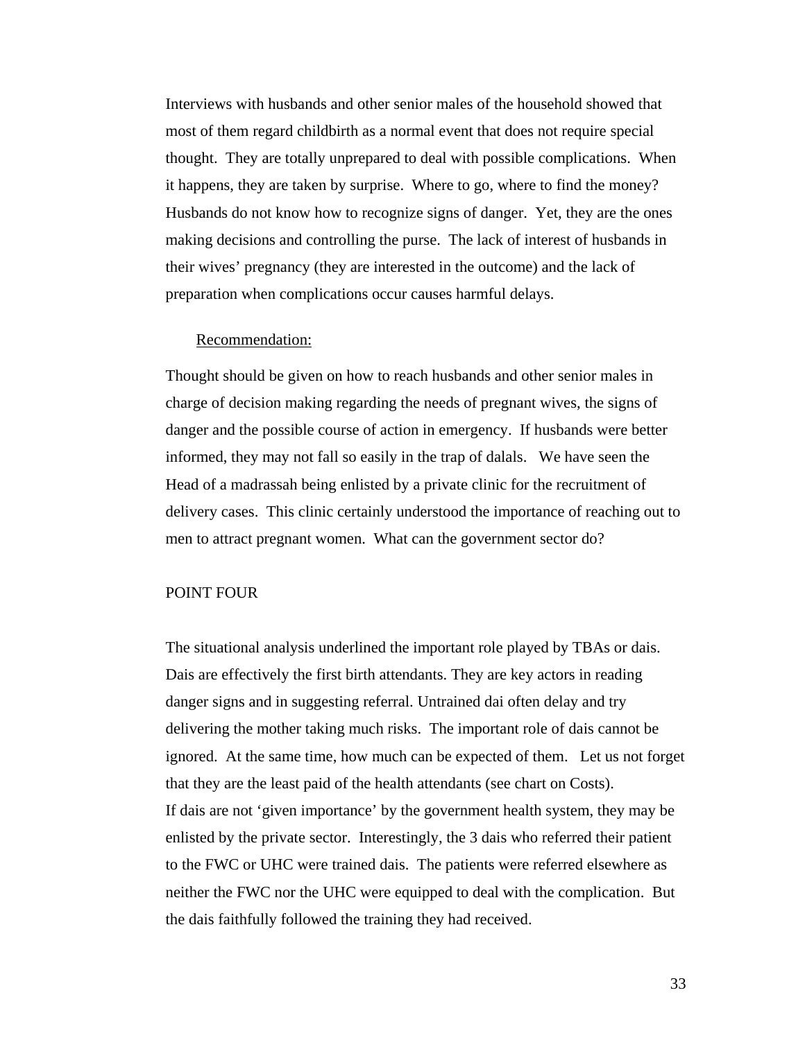Interviews with husbands and other senior males of the household showed that most of them regard childbirth as a normal event that does not require special thought. They are totally unprepared to deal with possible complications. When it happens, they are taken by surprise. Where to go, where to find the money? Husbands do not know how to recognize signs of danger. Yet, they are the ones making decisions and controlling the purse. The lack of interest of husbands in their wives' pregnancy (they are interested in the outcome) and the lack of preparation when complications occur causes harmful delays.

Recommendation:

Thought should be given on how to reach husbands and other senior males in charge of decision making regarding the needs of pregnant wives, the signs of danger and the possible course of action in emergency. If husbands were better informed, they may not fall so easily in the trap of dalals. We have seen the Head of a madrassah being enlisted by a private clinic for the recruitment of delivery cases. This clinic certainly understood the importance of reaching out to men to attract pregnant women. What can the government sector do?

## POINT FOUR

The situational analysis underlined the important role played by TBAs or dais. Dais are effectively the first birth attendants. They are key actors in reading danger signs and in suggesting referral. Untrained dai often delay and try delivering the mother taking much risks. The important role of dais cannot be ignored. At the same time, how much can be expected of them. Let us not forget that they are the least paid of the health attendants (see chart on Costs).
If dais are not 'given importance' by the government health system, they may be enlisted by the private sector. Interestingly, the 3 dais who referred their patient to the FWC or UHC were trained dais. The patients were referred elsewhere as neither the FWC nor the UHC were equipped to deal with the complication. But the dais faithfully followed the training they had received.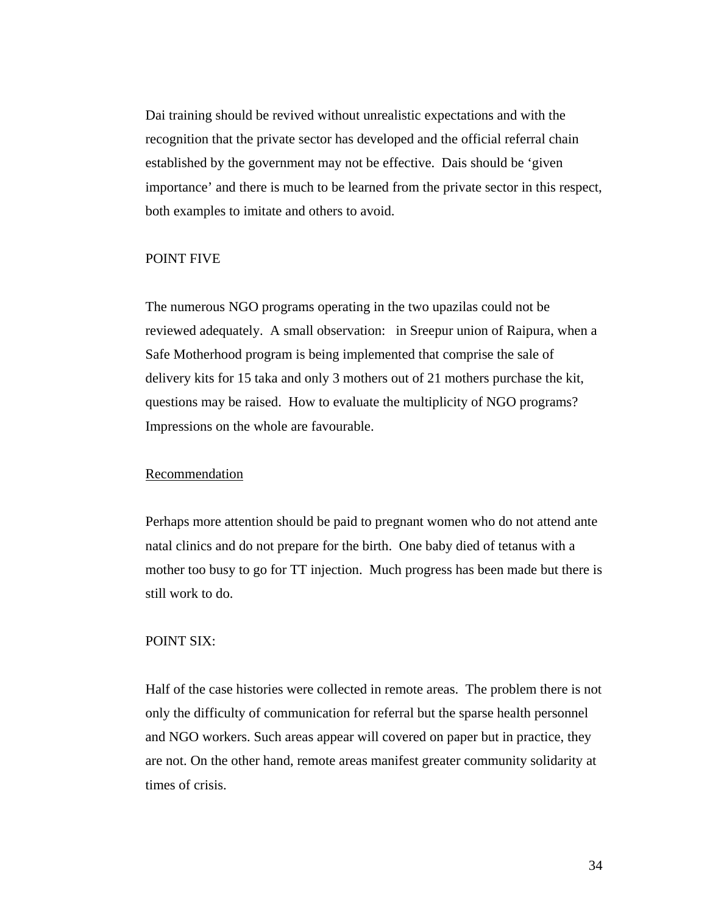Dai training should be revived without unrealistic expectations and with the recognition that the private sector has developed and the official referral chain established by the government may not be effective. Dais should be 'given importance' and there is much to be learned from the private sector in this respect, both examples to imitate and others to avoid.

POINT FIVE

The numerous NGO programs operating in the two upazilas could not be reviewed adequately. A small observation: in Sreepur union of Raipura, when a Safe Motherhood program is being implemented that comprise the sale of delivery kits for 15 taka and only 3 mothers out of 21 mothers purchase the kit, questions may be raised. How to evaluate the multiplicity of NGO programs? Impressions on the whole are favourable.

<u>Recommendation</u>

Perhaps more attention should be paid to pregnant women who do not attend ante natal clinics and do not prepare for the birth. One baby died of tetanus with a mother too busy to go for TT injection. Much progress has been made but there is still work to do.

POINT SIX:

Half of the case histories were collected in remote areas. The problem there is not only the difficulty of communication for referral but the sparse health personnel and NGO workers. Such areas appear will covered on paper but in practice, they are not. On the other hand, remote areas manifest greater community solidarity at times of crisis.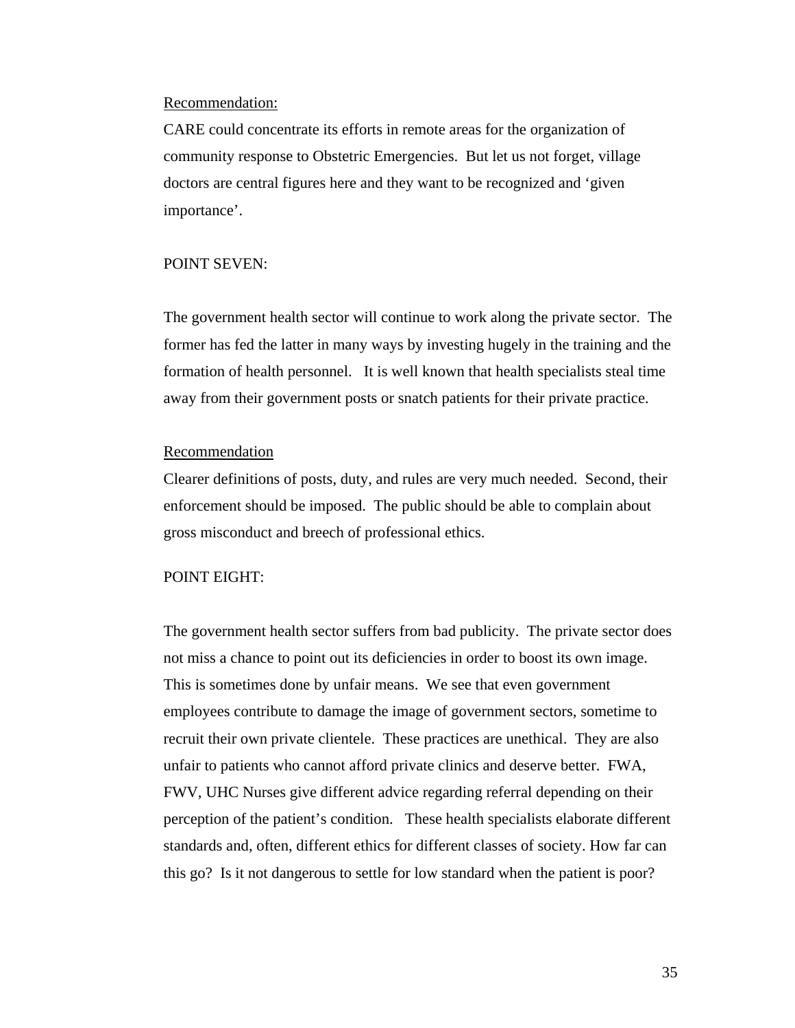Recommendation:

CARE could concentrate its efforts in remote areas for the organization of community response to Obstetric Emergencies. But let us not forget, village doctors are central figures here and they want to be recognized and 'given importance'.

POINT SEVEN:

The government health sector will continue to work along the private sector. The former has fed the latter in many ways by investing hugely in the training and the formation of health personnel. It is well known that health specialists steal time away from their government posts or snatch patients for their private practice.

Recommendation

Clearer definitions of posts, duty, and rules are very much needed. Second, their enforcement should be imposed. The public should be able to complain about gross misconduct and breech of professional ethics.

POINT EIGHT:

The government health sector suffers from bad publicity. The private sector does not miss a chance to point out its deficiencies in order to boost its own image. This is sometimes done by unfair means. We see that even government employees contribute to damage the image of government sectors, sometime to recruit their own private clientele. These practices are unethical. They are also unfair to patients who cannot afford private clinics and deserve better. FWA, FWV, UHC Nurses give different advice regarding referral depending on their perception of the patient's condition. These health specialists elaborate different standards and, often, different ethics for different classes of society. How far can this go? Is it not dangerous to settle for low standard when the patient is poor?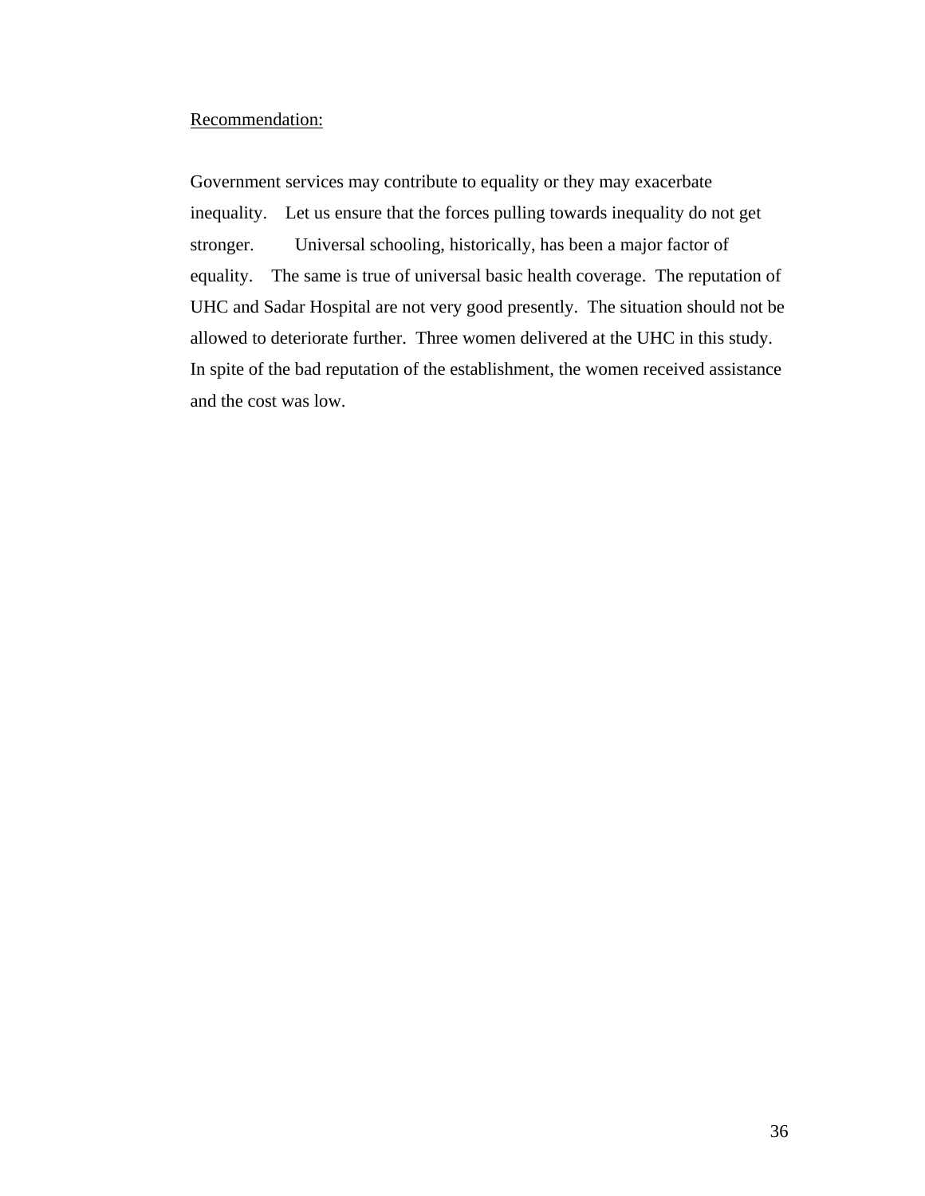<u>Recommendation:</u>

Government services may contribute to equality or they may exacerbate inequality. Let us ensure that the forces pulling towards inequality do not get stronger. Universal schooling, historically, has been a major factor of equality. The same is true of universal basic health coverage. The reputation of UHC and Sadar Hospital are not very good presently. The situation should not be allowed to deteriorate further. Three women delivered at the UHC in this study. In spite of the bad reputation of the establishment, the women received assistance and the cost was low.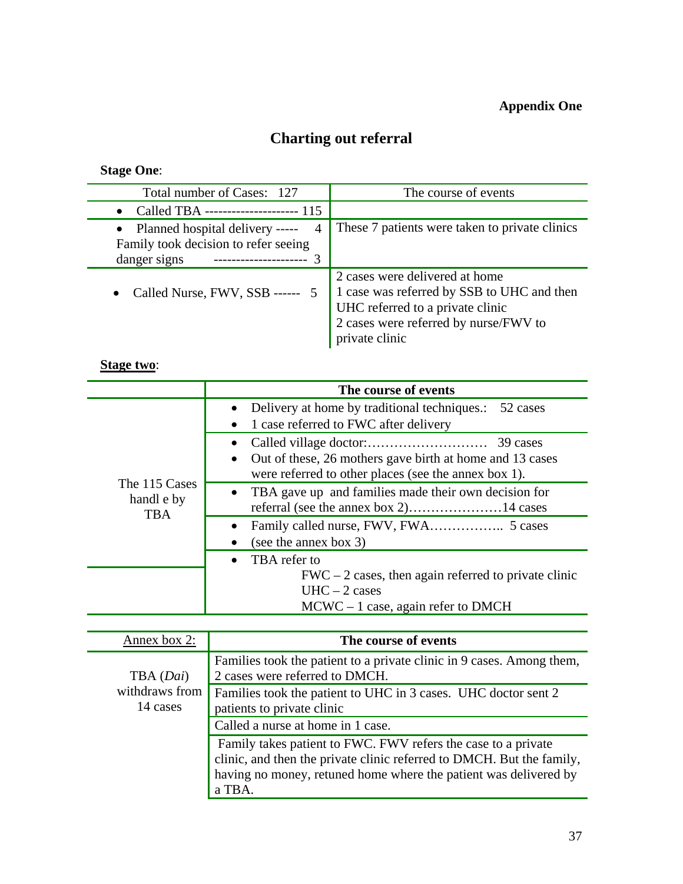**Appendix One**

# Charting out referral

**Stage One**:

| Total number of Cases: 127 | The course of events |
|---|---|
| • Called TBA --------------------- 115 | |
| • Planned hospital delivery ----- 4<br>Family took decision to refer seeing danger signs -------------------- 3 | These 7 patients were taken to private clinics |
| • Called Nurse, FWV, SSB ------ 5 | 2 cases were delivered at home<br>1 case was referred by SSB to UHC and then UHC referred to a private clinic<br>2 cases were referred by nurse/FWV to private clinic |

**Stage two**:

| | **The course of events** |
|---|---|
| The 115 Cases handl e by TBA | • Delivery at home by traditional techniques.: 52 cases<br>• 1 case referred to FWC after delivery |
| | • Called village doctor:……………………… 39 cases<br>• Out of these, 26 mothers gave birth at home and 13 cases were referred to other places (see the annex box 1). |
| | • TBA gave up and families made their own decision for referral (see the annex box 2)…………………14 cases |
| | • Family called nurse, FWV, FWA…………….. 5 cases<br>• (see the annex box 3) |
| | • TBA refer to<br>FWC – 2 cases, then again referred to private clinic<br>UHC – 2 cases<br>MCWC – 1 case, again refer to DMCH |

| Annex box 2: | **The course of events** |
|---|---|
| TBA (*Dai*) withdraws from 14 cases | Families took the patient to a private clinic in 9 cases. Among them, 2 cases were referred to DMCH. |
| | Families took the patient to UHC in 3 cases. UHC doctor sent 2 patients to private clinic |
| | Called a nurse at home in 1 case. |
| | Family takes patient to FWC. FWV refers the case to a private clinic, and then the private clinic referred to DMCH. But the family, having no money, retuned home where the patient was delivered by a TBA. |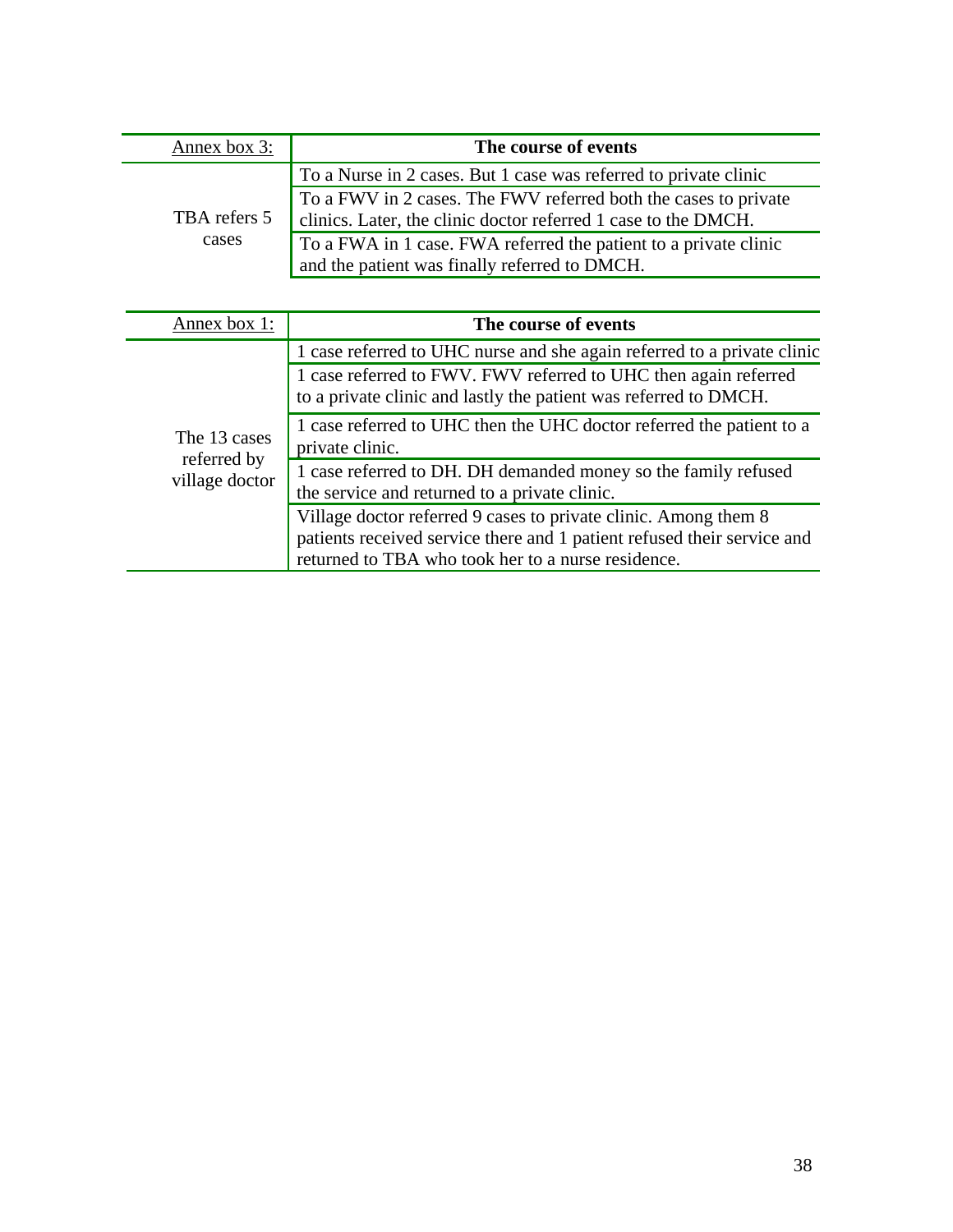| Annex box 3: | The course of events |
|---|---|
| TBA refers 5 cases | To a Nurse in 2 cases. But 1 case was referred to private clinic |
| | To a FWV in 2 cases. The FWV referred both the cases to private clinics. Later, the clinic doctor referred 1 case to the DMCH. |
| | To a FWA in 1 case. FWA referred the patient to a private clinic and the patient was finally referred to DMCH. |

| Annex box 1: | The course of events |
|---|---|
| The 13 cases referred by village doctor | 1 case referred to UHC nurse and she again referred to a private clinic |
| | 1 case referred to FWV. FWV referred to UHC then again referred to a private clinic and lastly the patient was referred to DMCH. |
| | 1 case referred to UHC then the UHC doctor referred the patient to a private clinic. |
| | 1 case referred to DH. DH demanded money so the family refused the service and returned to a private clinic. |
| | Village doctor referred 9 cases to private clinic. Among them 8 patients received service there and 1 patient refused their service and returned to TBA who took her to a nurse residence. |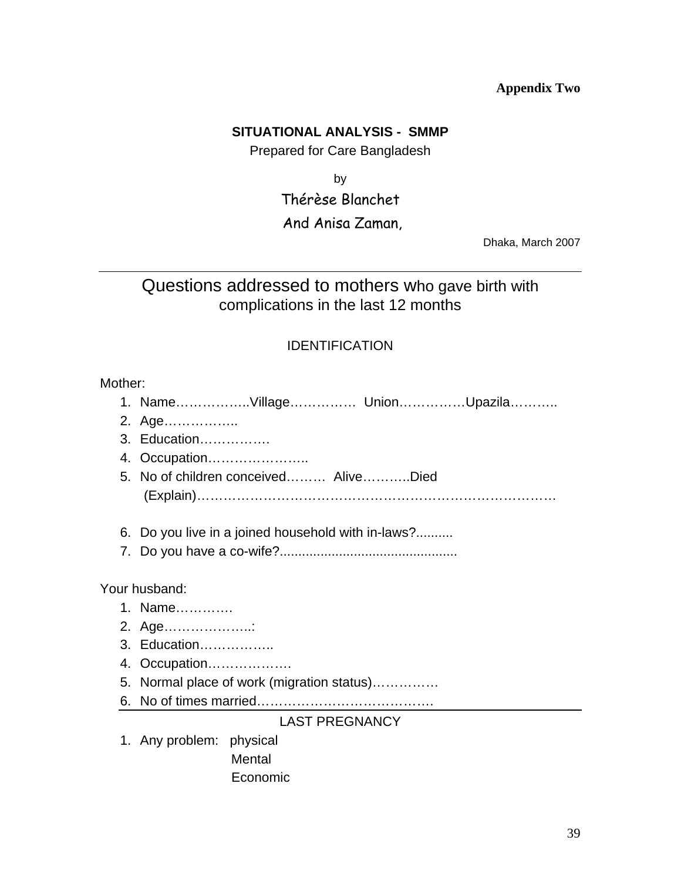**Appendix Two**

**SITUATIONAL ANALYSIS - SMMP**

Prepared for Care Bangladesh

by

Thérèse Blanchet

And Anisa Zaman,

Dhaka, March 2007

---

## Questions addressed to mothers who gave birth with complications in the last 12 months

IDENTIFICATION

Mother:

1. Name……………..Village…………… Union……………Upazila………..
2. Age……………..
3. Education…………….
4. Occupation…………………..
5. No of children conceived……… Alive………..Died (Explain)……………………………………………………………………….
6. Do you live in a joined household with in-laws?..........
7. Do you have a co-wife?...............................................

Your husband:

1. Name………….
2. Age………………..:
3. Education……………..
4. Occupation……………….
5. Normal place of work (migration status)……………
6. No of times married.………………………………….

---

LAST PREGNANCY

1. Any problem: physical
   Mental
   Economic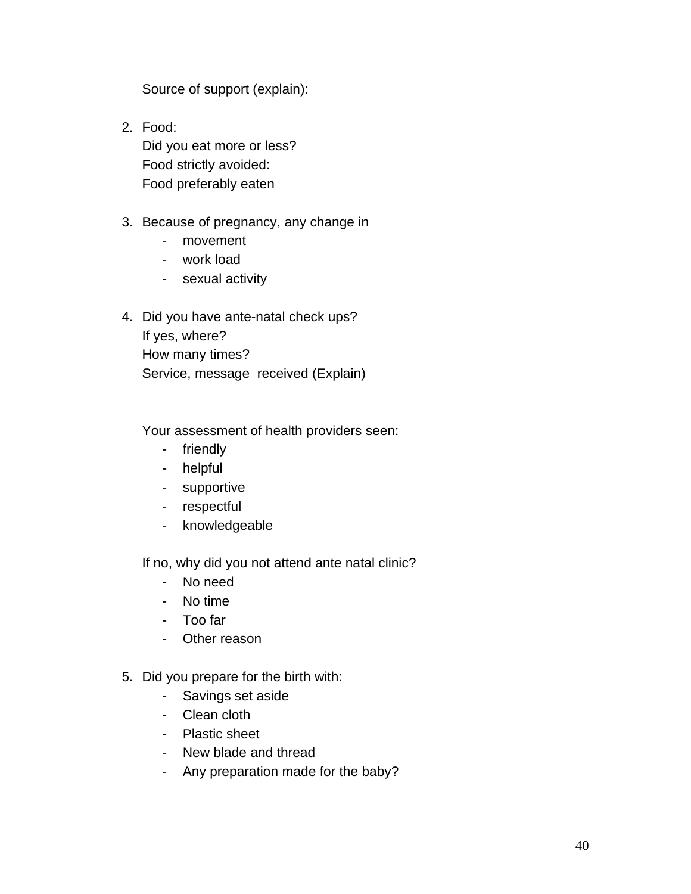Source of support (explain):

2. Food:
   Did you eat more or less?
   Food strictly avoided:
   Food preferably eaten

3. Because of pregnancy, any change in
   - movement
   - work load
   - sexual activity

4. Did you have ante-natal check ups?
   If yes, where?
   How many times?
   Service, message received (Explain)

   Your assessment of health providers seen:
   - friendly
   - helpful
   - supportive
   - respectful
   - knowledgeable

   If no, why did you not attend ante natal clinic?
   - No need
   - No time
   - Too far
   - Other reason

5. Did you prepare for the birth with:
   - Savings set aside
   - Clean cloth
   - Plastic sheet
   - New blade and thread
   - Any preparation made for the baby?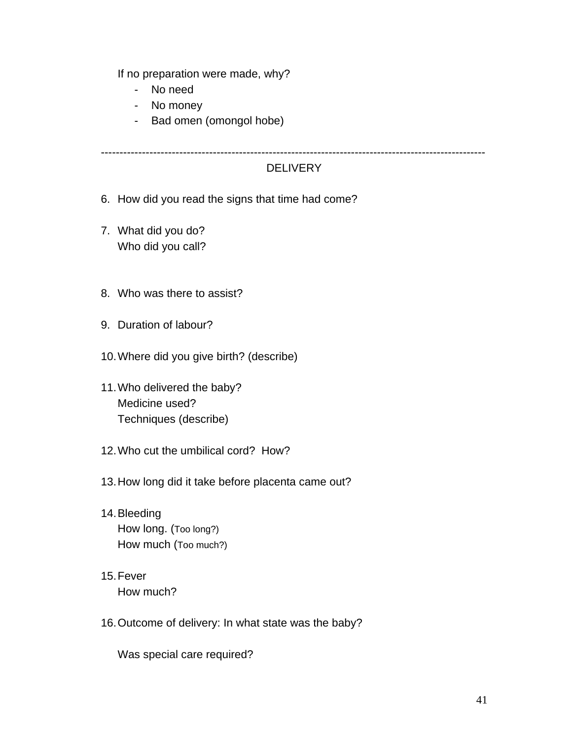If no preparation were made, why?

- No need
- No money
- Bad omen (omongol hobe)

---

DELIVERY

6. How did you read the signs that time had come?

7. What did you do?
   Who did you call?

8. Who was there to assist?

9. Duration of labour?

10. Where did you give birth? (describe)

11. Who delivered the baby?
    Medicine used?
    Techniques (describe)

12. Who cut the umbilical cord? How?

13. How long did it take before placenta came out?

14. Bleeding
    How long. (Too long?)
    How much (Too much?)

15. Fever
    How much?

16. Outcome of delivery: In what state was the baby?

    Was special care required?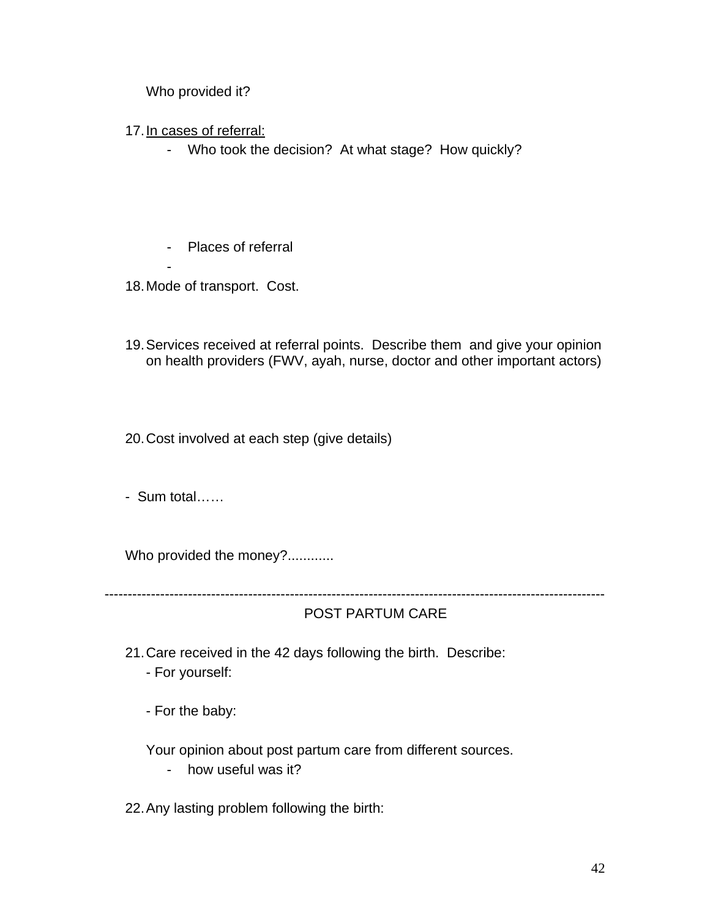Who provided it?

17. <u>In cases of referral:</u>
    - Who took the decision?  At what stage?  How quickly?

    - Places of referral
    -

18. Mode of transport.  Cost.

19. Services received at referral points.  Describe them and give your opinion on health providers (FWV, ayah, nurse, doctor and other important actors)

20. Cost involved at each step (give details)

- Sum total……

Who provided the money?............

---

## POST PARTUM CARE

21. Care received in the 42 days following the birth.  Describe:
    - For yourself:

    - For the baby:

    Your opinion about post partum care from different sources.
    - how useful was it?

22. Any lasting problem following the birth: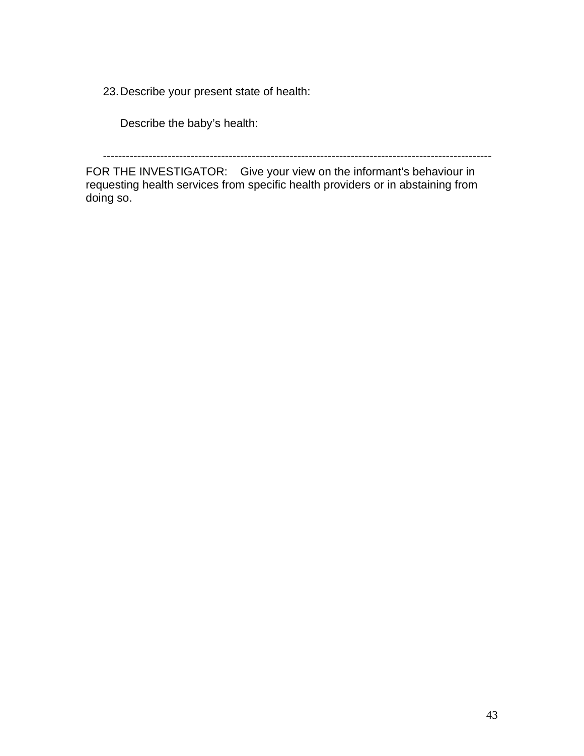23. Describe your present state of health:

    Describe the baby's health:

---

FOR THE INVESTIGATOR: Give your view on the informant's behaviour in requesting health services from specific health providers or in abstaining from doing so.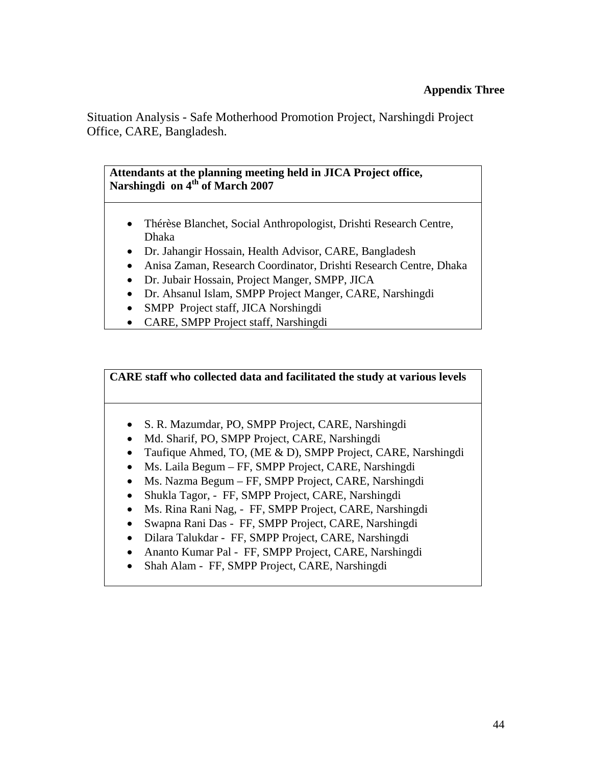**Appendix Three**

Situation Analysis - Safe Motherhood Promotion Project, Narshingdi Project Office, CARE, Bangladesh.

| Attendants at the planning meeting held in JICA Project office, Narshingdi on 4th of March 2007 |
|---|
| • Thérèse Blanchet, Social Anthropologist, Drishti Research Centre, Dhaka<br>• Dr. Jahangir Hossain, Health Advisor, CARE, Bangladesh<br>• Anisa Zaman, Research Coordinator, Drishti Research Centre, Dhaka<br>• Dr. Jubair Hossain, Project Manger, SMPP, JICA<br>• Dr. Ahsanul Islam, SMPP Project Manger, CARE, Narshingdi<br>• SMPP Project staff, JICA Norshingdi<br>• CARE, SMPP Project staff, Narshingdi |

| CARE staff who collected data and facilitated the study at various levels |
|---|
| • S. R. Mazumdar, PO, SMPP Project, CARE, Narshingdi<br>• Md. Sharif, PO, SMPP Project, CARE, Narshingdi<br>• Taufique Ahmed, TO, (ME & D), SMPP Project, CARE, Narshingdi<br>• Ms. Laila Begum – FF, SMPP Project, CARE, Narshingdi<br>• Ms. Nazma Begum – FF, SMPP Project, CARE, Narshingdi<br>• Shukla Tagor, - FF, SMPP Project, CARE, Narshingdi<br>• Ms. Rina Rani Nag, - FF, SMPP Project, CARE, Narshingdi<br>• Swapna Rani Das - FF, SMPP Project, CARE, Narshingdi<br>• Dilara Talukdar - FF, SMPP Project, CARE, Narshingdi<br>• Ananto Kumar Pal - FF, SMPP Project, CARE, Narshingdi<br>• Shah Alam - FF, SMPP Project, CARE, Narshingdi |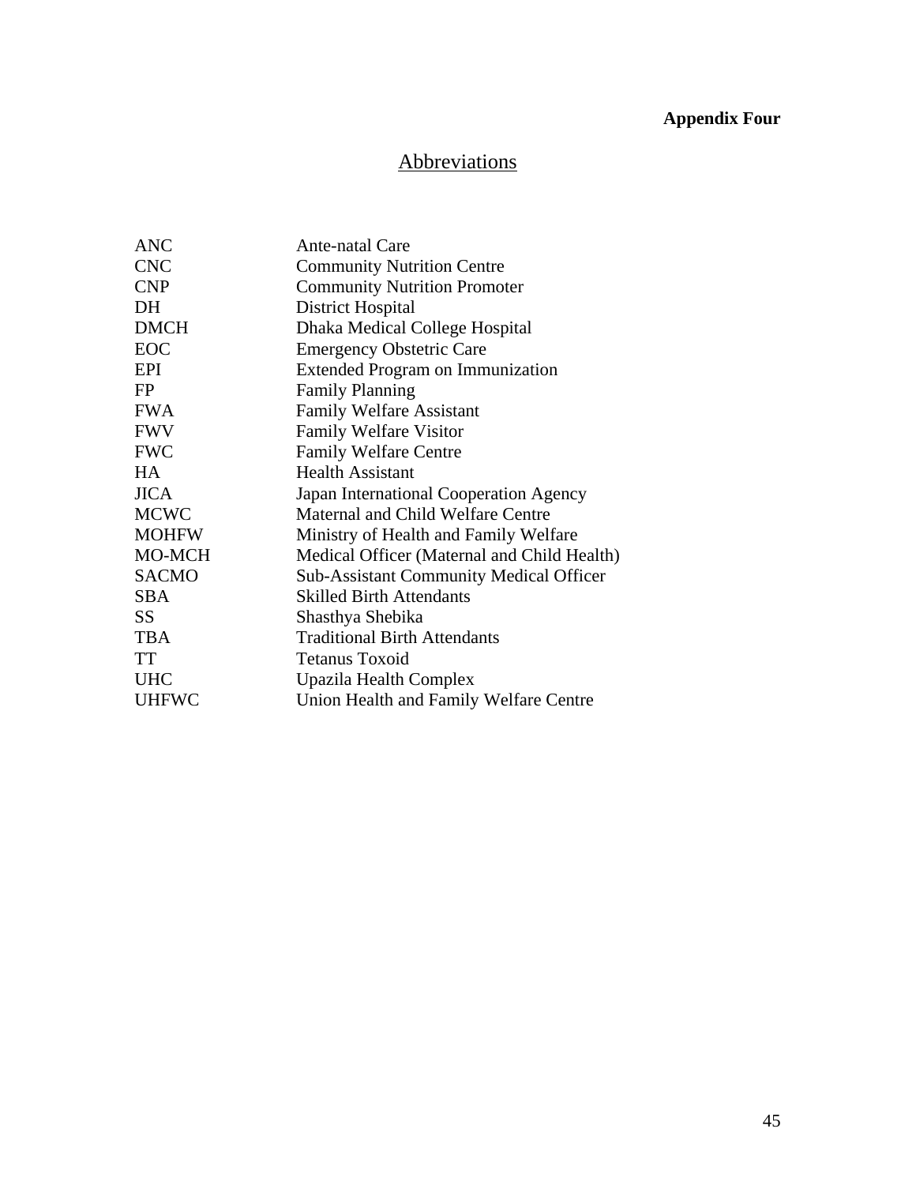**Appendix Four**

# Abbreviations

| | |
|---|---|
| ANC | Ante-natal Care |
| CNC | Community Nutrition Centre |
| CNP | Community Nutrition Promoter |
| DH | District Hospital |
| DMCH | Dhaka Medical College Hospital |
| EOC | Emergency Obstetric Care |
| EPI | Extended Program on Immunization |
| FP | Family Planning |
| FWA | Family Welfare Assistant |
| FWV | Family Welfare Visitor |
| FWC | Family Welfare Centre |
| HA | Health Assistant |
| JICA | Japan International Cooperation Agency |
| MCWC | Maternal and Child Welfare Centre |
| MOHFW | Ministry of Health and Family Welfare |
| MO-MCH | Medical Officer (Maternal and Child Health) |
| SACMO | Sub-Assistant Community Medical Officer |
| SBA | Skilled Birth Attendants |
| SS | Shasthya Shebika |
| TBA | Traditional Birth Attendants |
| TT | Tetanus Toxoid |
| UHC | Upazila Health Complex |
| UHFWC | Union Health and Family Welfare Centre |